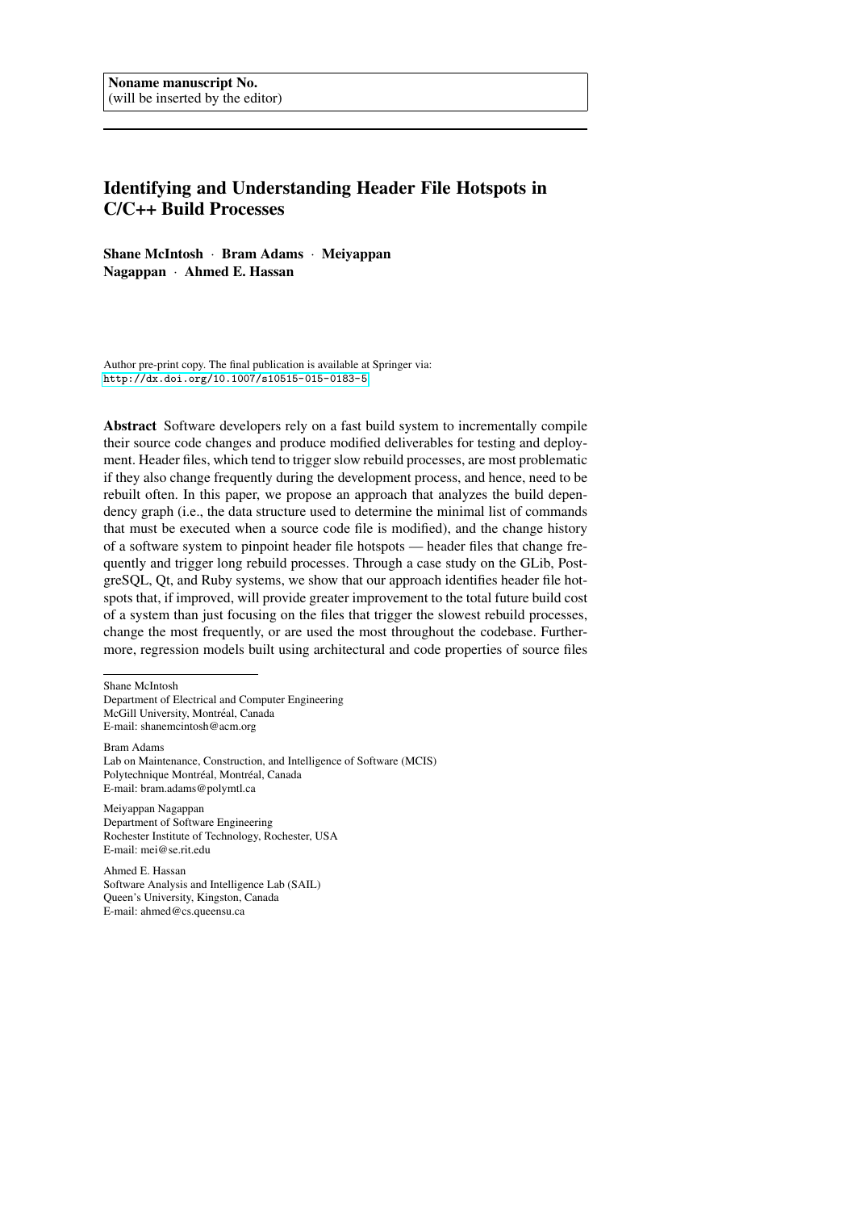**Noname manuscript No.**
(will be inserted by the editor)

# Identifying and Understanding Header File Hotspots in C/C++ Build Processes

**Shane McIntosh** · **Bram Adams** · **Meiyappan Nagappan** · **Ahmed E. Hassan**

Author pre-print copy. The final publication is available at Springer via: http://dx.doi.org/10.1007/s10515-015-0183-5

**Abstract** Software developers rely on a fast build system to incrementally compile their source code changes and produce modified deliverables for testing and deployment. Header files, which tend to trigger slow rebuild processes, are most problematic if they also change frequently during the development process, and hence, need to be rebuilt often. In this paper, we propose an approach that analyzes the build dependency graph (i.e., the data structure used to determine the minimal list of commands that must be executed when a source code file is modified), and the change history of a software system to pinpoint header file hotspots — header files that change frequently and trigger long rebuild processes. Through a case study on the GLib, PostgreSQL, Qt, and Ruby systems, we show that our approach identifies header file hotspots that, if improved, will provide greater improvement to the total future build cost of a system than just focusing on the files that trigger the slowest rebuild processes, change the most frequently, or are used the most throughout the codebase. Furthermore, regression models built using architectural and code properties of source files

---

Shane McIntosh
Department of Electrical and Computer Engineering
McGill University, Montréal, Canada
E-mail: shanemcintosh@acm.org

Bram Adams
Lab on Maintenance, Construction, and Intelligence of Software (MCIS)
Polytechnique Montréal, Montréal, Canada
E-mail: bram.adams@polymtl.ca

Meiyappan Nagappan
Department of Software Engineering
Rochester Institute of Technology, Rochester, USA
E-mail: mei@se.rit.edu

Ahmed E. Hassan
Software Analysis and Intelligence Lab (SAIL)
Queen's University, Kingston, Canada
E-mail: ahmed@cs.queensu.ca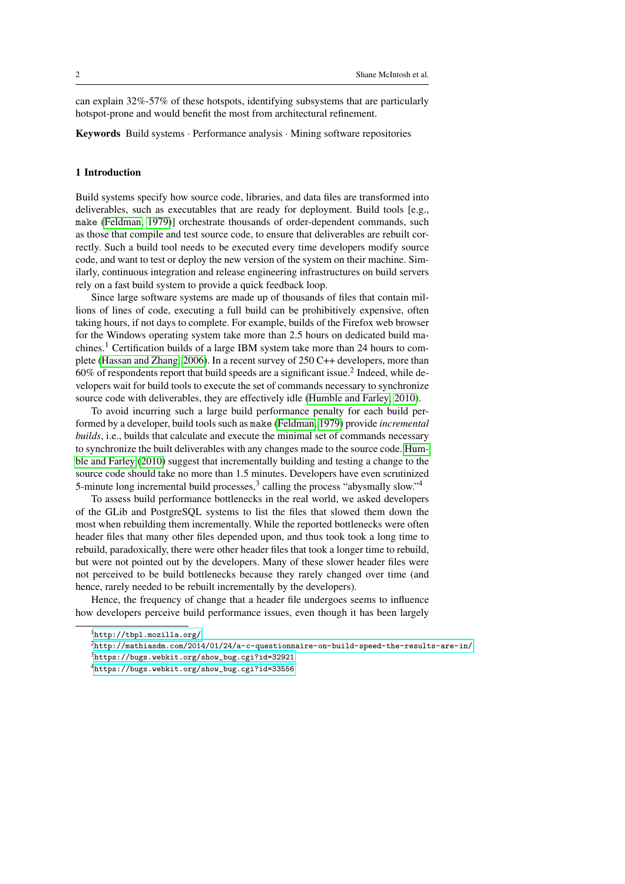can explain 32%-57% of these hotspots, identifying subsystems that are particularly hotspot-prone and would benefit the most from architectural refinement.

**Keywords** Build systems · Performance analysis · Mining software repositories

## 1 Introduction

Build systems specify how source code, libraries, and data files are transformed into deliverables, such as executables that are ready for deployment. Build tools [e.g., make (Feldman, 1979)] orchestrate thousands of order-dependent commands, such as those that compile and test source code, to ensure that deliverables are rebuilt correctly. Such a build tool needs to be executed every time developers modify source code, and want to test or deploy the new version of the system on their machine. Similarly, continuous integration and release engineering infrastructures on build servers rely on a fast build system to provide a quick feedback loop.

Since large software systems are made up of thousands of files that contain millions of lines of code, executing a full build can be prohibitively expensive, often taking hours, if not days to complete. For example, builds of the Firefox web browser for the Windows operating system take more than 2.5 hours on dedicated build machines.[1] Certification builds of a large IBM system take more than 24 hours to complete (Hassan and Zhang, 2006). In a recent survey of 250 C++ developers, more than 60% of respondents report that build speeds are a significant issue.[2] Indeed, while developers wait for build tools to execute the set of commands necessary to synchronize source code with deliverables, they are effectively idle (Humble and Farley, 2010).

To avoid incurring such a large build performance penalty for each build performed by a developer, build tools such as make (Feldman, 1979) provide *incremental builds*, i.e., builds that calculate and execute the minimal set of commands necessary to synchronize the built deliverables with any changes made to the source code. Humble and Farley (2010) suggest that incrementally building and testing a change to the source code should take no more than 1.5 minutes. Developers have even scrutinized 5-minute long incremental build processes,[3] calling the process "abysmally slow."[4]

To assess build performance bottlenecks in the real world, we asked developers of the GLib and PostgreSQL systems to list the files that slowed them down the most when rebuilding them incrementally. While the reported bottlenecks were often header files that many other files depended upon, and thus took took a long time to rebuild, paradoxically, there were other header files that took a longer time to rebuild, but were not pointed out by the developers. Many of these slower header files were not perceived to be build bottlenecks because they rarely changed over time (and hence, rarely needed to be rebuilt incrementally by the developers).

Hence, the frequency of change that a header file undergoes seems to influence how developers perceive build performance issues, even though it has been largely

[1] http://tbpl.mozilla.org/

[2] http://mathiasdm.com/2014/01/24/a-c-questionnaire-on-build-speed-the-results-are-in/

[3] https://bugs.webkit.org/show_bug.cgi?id=32921

[4] https://bugs.webkit.org/show_bug.cgi?id=33556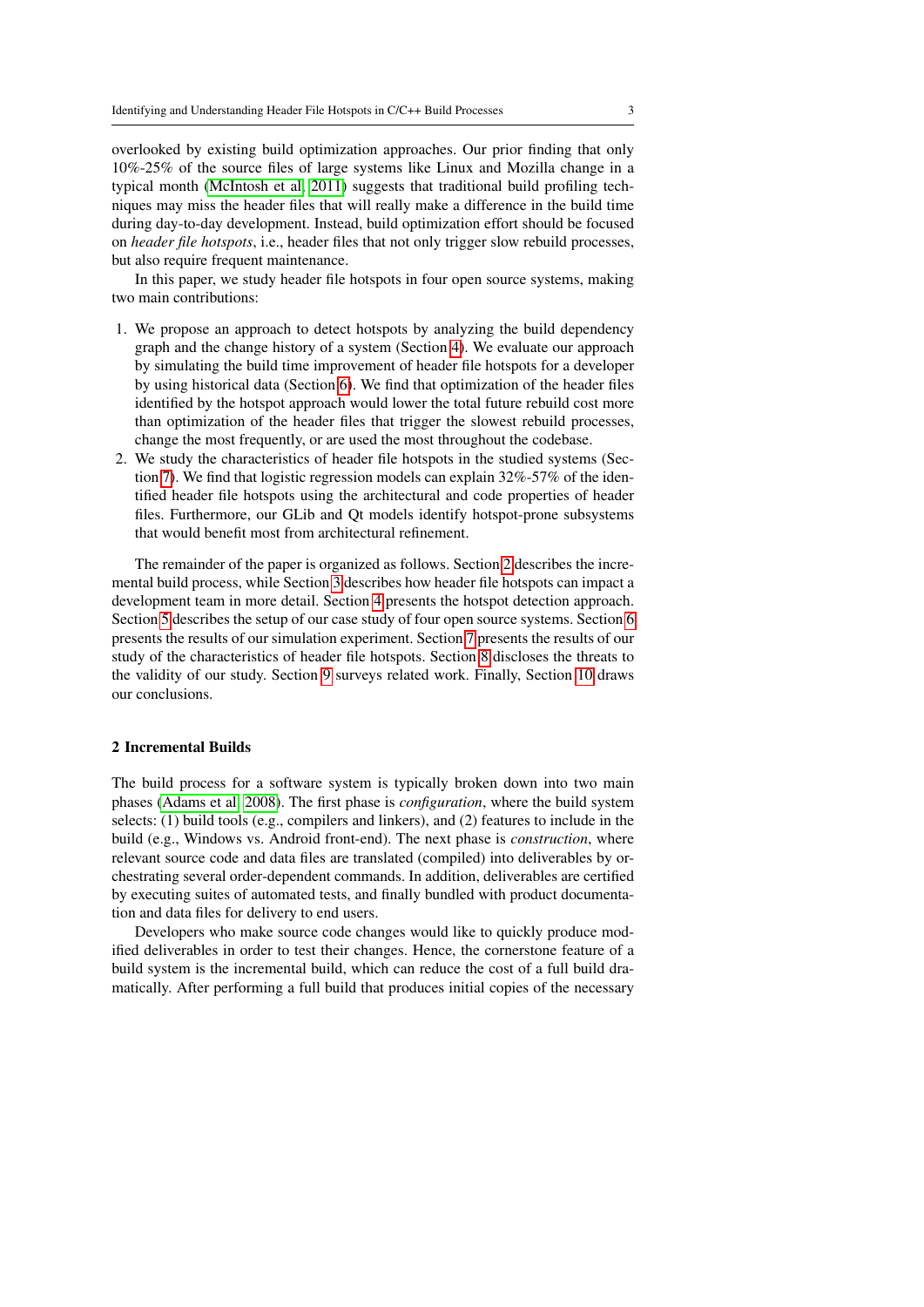overlooked by existing build optimization approaches. Our prior finding that only 10%-25% of the source files of large systems like Linux and Mozilla change in a typical month (McIntosh et al, 2011) suggests that traditional build profiling techniques may miss the header files that will really make a difference in the build time during day-to-day development. Instead, build optimization effort should be focused on *header file hotspots*, i.e., header files that not only trigger slow rebuild processes, but also require frequent maintenance.

In this paper, we study header file hotspots in four open source systems, making two main contributions:

1. We propose an approach to detect hotspots by analyzing the build dependency graph and the change history of a system (Section 4). We evaluate our approach by simulating the build time improvement of header file hotspots for a developer by using historical data (Section 6). We find that optimization of the header files identified by the hotspot approach would lower the total future rebuild cost more than optimization of the header files that trigger the slowest rebuild processes, change the most frequently, or are used the most throughout the codebase.
2. We study the characteristics of header file hotspots in the studied systems (Section 7). We find that logistic regression models can explain 32%-57% of the identified header file hotspots using the architectural and code properties of header files. Furthermore, our GLib and Qt models identify hotspot-prone subsystems that would benefit most from architectural refinement.

The remainder of the paper is organized as follows. Section 2 describes the incremental build process, while Section 3 describes how header file hotspots can impact a development team in more detail. Section 4 presents the hotspot detection approach. Section 5 describes the setup of our case study of four open source systems. Section 6 presents the results of our simulation experiment. Section 7 presents the results of our study of the characteristics of header file hotspots. Section 8 discloses the threats to the validity of our study. Section 9 surveys related work. Finally, Section 10 draws our conclusions.

## 2 Incremental Builds

The build process for a software system is typically broken down into two main phases (Adams et al, 2008). The first phase is *configuration*, where the build system selects: (1) build tools (e.g., compilers and linkers), and (2) features to include in the build (e.g., Windows vs. Android front-end). The next phase is *construction*, where relevant source code and data files are translated (compiled) into deliverables by orchestrating several order-dependent commands. In addition, deliverables are certified by executing suites of automated tests, and finally bundled with product documentation and data files for delivery to end users.

Developers who make source code changes would like to quickly produce modified deliverables in order to test their changes. Hence, the cornerstone feature of a build system is the incremental build, which can reduce the cost of a full build dramatically. After performing a full build that produces initial copies of the necessary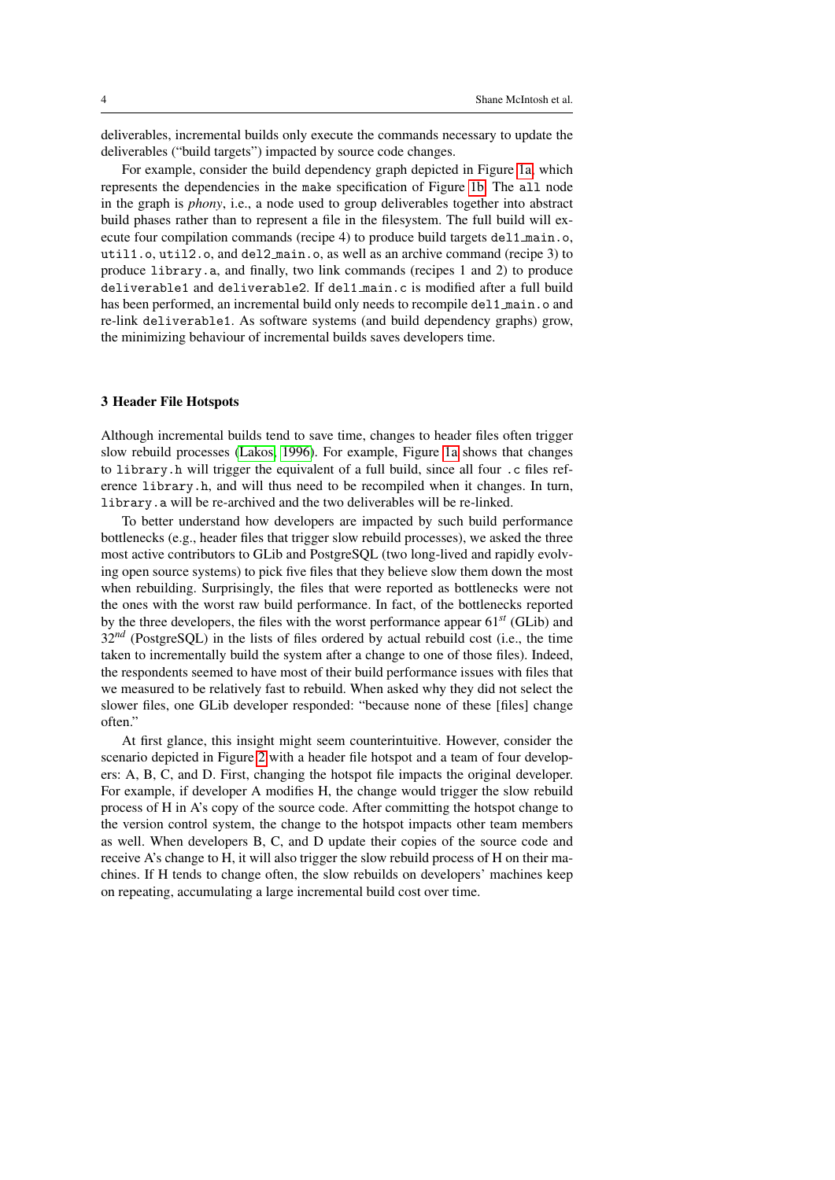deliverables, incremental builds only execute the commands necessary to update the deliverables ("build targets") impacted by source code changes.

For example, consider the build dependency graph depicted in Figure 1a, which represents the dependencies in the make specification of Figure 1b. The all node in the graph is *phony*, i.e., a node used to group deliverables together into abstract build phases rather than to represent a file in the filesystem. The full build will execute four compilation commands (recipe 4) to produce build targets del1_main.o, util1.o, util2.o, and del2_main.o, as well as an archive command (recipe 3) to produce library.a, and finally, two link commands (recipes 1 and 2) to produce deliverable1 and deliverable2. If del1_main.c is modified after a full build has been performed, an incremental build only needs to recompile del1_main.o and re-link deliverable1. As software systems (and build dependency graphs) grow, the minimizing behaviour of incremental builds saves developers time.

## 3 Header File Hotspots

Although incremental builds tend to save time, changes to header files often trigger slow rebuild processes (Lakos, 1996). For example, Figure 1a shows that changes to library.h will trigger the equivalent of a full build, since all four .c files reference library.h, and will thus need to be recompiled when it changes. In turn, library.a will be re-archived and the two deliverables will be re-linked.

To better understand how developers are impacted by such build performance bottlenecks (e.g., header files that trigger slow rebuild processes), we asked the three most active contributors to GLib and PostgreSQL (two long-lived and rapidly evolving open source systems) to pick five files that they believe slow them down the most when rebuilding. Surprisingly, the files that were reported as bottlenecks were not the ones with the worst raw build performance. In fact, of the bottlenecks reported by the three developers, the files with the worst performance appear $61^{st}$ (GLib) and $32^{nd}$ (PostgreSQL) in the lists of files ordered by actual rebuild cost (i.e., the time taken to incrementally build the system after a change to one of those files). Indeed, the respondents seemed to have most of their build performance issues with files that we measured to be relatively fast to rebuild. When asked why they did not select the slower files, one GLib developer responded: "because none of these [files] change often."

At first glance, this insight might seem counterintuitive. However, consider the scenario depicted in Figure 2 with a header file hotspot and a team of four developers: A, B, C, and D. First, changing the hotspot file impacts the original developer. For example, if developer A modifies H, the change would trigger the slow rebuild process of H in A's copy of the source code. After committing the hotspot change to the version control system, the change to the hotspot impacts other team members as well. When developers B, C, and D update their copies of the source code and receive A's change to H, it will also trigger the slow rebuild process of H on their machines. If H tends to change often, the slow rebuilds on developers' machines keep on repeating, accumulating a large incremental build cost over time.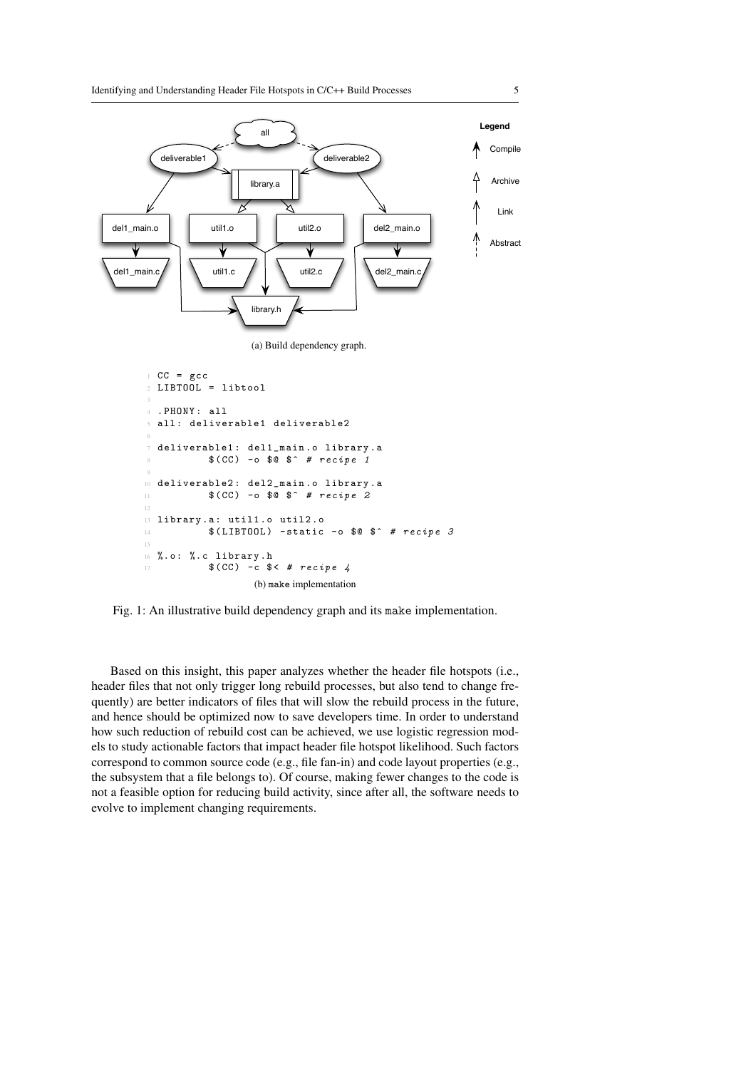(a) Build dependency graph.

```
CC = gcc
LIBTOOL = libtool

.PHONY: all
all: deliverable1 deliverable2

deliverable1: del1_main.o library.a
	$(CC) -o $@ $^ # recipe 1

deliverable2: del2_main.o library.a
	$(CC) -o $@ $^ # recipe 2

library.a: util1.o util2.o
	$(LIBTOOL) -static -o $@ $^ # recipe 3

%.o: %.c library.h
	$(CC) -c $< # recipe 4
```

(b) `make` implementation

Fig. 1: An illustrative build dependency graph and its `make` implementation.

Based on this insight, this paper analyzes whether the header file hotspots (i.e., header files that not only trigger long rebuild processes, but also tend to change frequently) are better indicators of files that will slow the rebuild process in the future, and hence should be optimized now to save developers time. In order to understand how such reduction of rebuild cost can be achieved, we use logistic regression models to study actionable factors that impact header file hotspot likelihood. Such factors correspond to common source code (e.g., file fan-in) and code layout properties (e.g., the subsystem that a file belongs to). Of course, making fewer changes to the code is not a feasible option for reducing build activity, since after all, the software needs to evolve to implement changing requirements.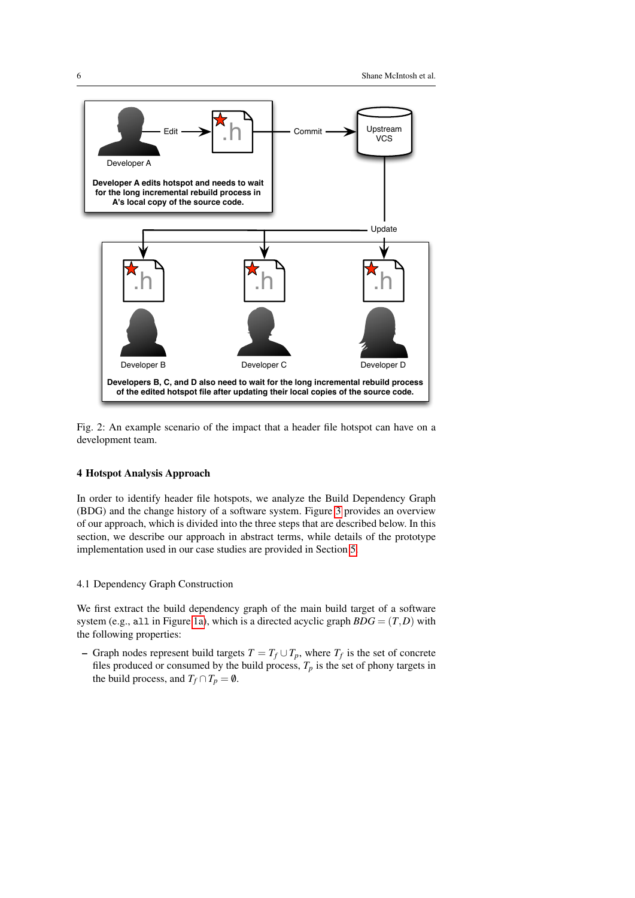Fig. 2: An example scenario of the impact that a header file hotspot can have on a development team.

## 4 Hotspot Analysis Approach

In order to identify header file hotspots, we analyze the Build Dependency Graph (BDG) and the change history of a software system. Figure 3 provides an overview of our approach, which is divided into the three steps that are described below. In this section, we describe our approach in abstract terms, while details of the prototype implementation used in our case studies are provided in Section 5.

### 4.1 Dependency Graph Construction

We first extract the build dependency graph of the main build target of a software system (e.g., `all` in Figure 1a), which is a directed acyclic graph $BDG = (T, D)$ with the following properties:

– Graph nodes represent build targets $T = T_f \cup T_p$, where $T_f$ is the set of concrete files produced or consumed by the build process, $T_p$ is the set of phony targets in the build process, and $T_f \cap T_p = \emptyset$.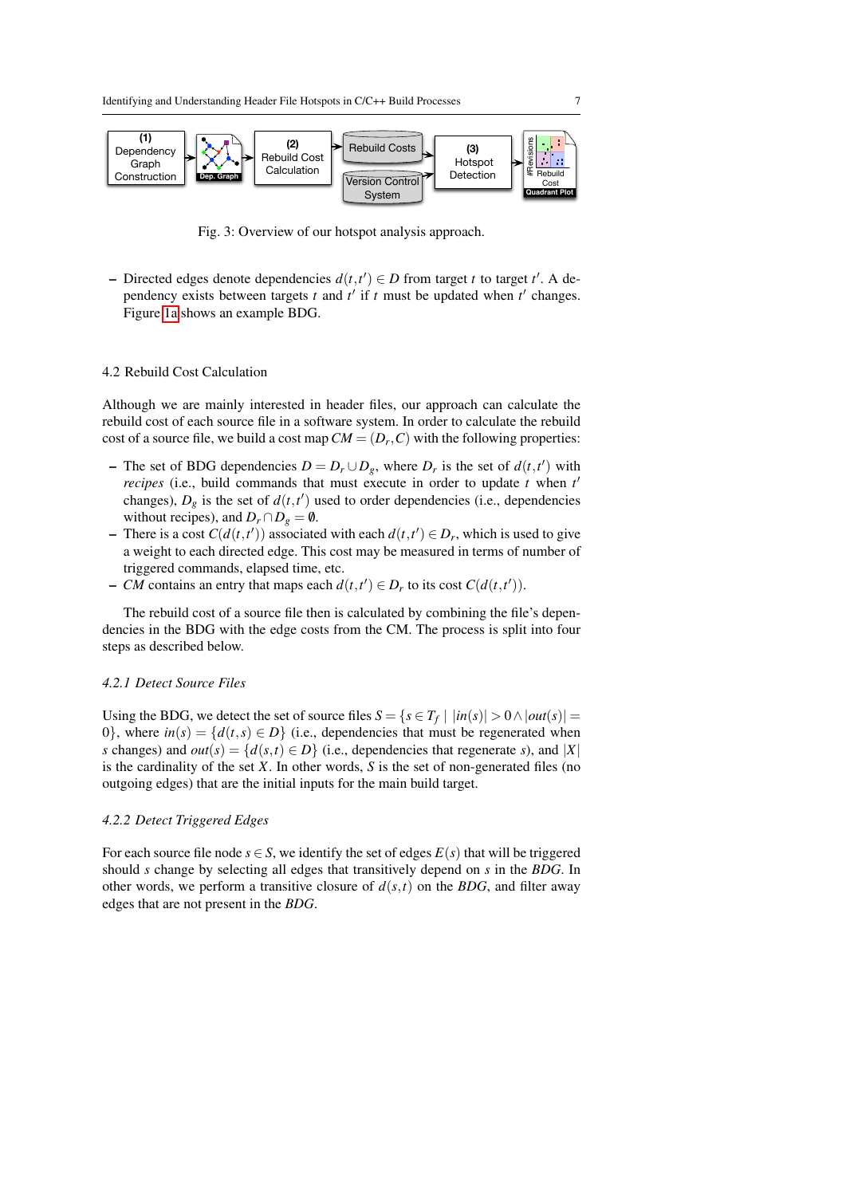Fig. 3: Overview of our hotspot analysis approach.

– Directed edges denote dependencies $d(t,t') \in D$ from target $t$ to target $t'$. A dependency exists between targets $t$ and $t'$ if $t$ must be updated when $t'$ changes. Figure 1a shows an example BDG.

### 4.2 Rebuild Cost Calculation

Although we are mainly interested in header files, our approach can calculate the rebuild cost of each source file in a software system. In order to calculate the rebuild cost of a source file, we build a cost map $CM = (D_r, C)$ with the following properties:

– The set of BDG dependencies $D = D_r \cup D_g$, where $D_r$ is the set of $d(t,t')$ with *recipes* (i.e., build commands that must execute in order to update $t$ when $t'$ changes), $D_g$ is the set of $d(t,t')$ used to order dependencies (i.e., dependencies without recipes), and $D_r \cap D_g = \emptyset$.
– There is a cost $C(d(t,t'))$ associated with each $d(t,t') \in D_r$, which is used to give a weight to each directed edge. This cost may be measured in terms of number of triggered commands, elapsed time, etc.
– *CM* contains an entry that maps each $d(t,t') \in D_r$ to its cost $C(d(t,t'))$.

The rebuild cost of a source file then is calculated by combining the file's dependencies in the BDG with the edge costs from the CM. The process is split into four steps as described below.

#### 4.2.1 Detect Source Files

Using the BDG, we detect the set of source files $S = \{s \in T_f \mid |in(s)| > 0 \wedge |out(s)| = 0\}$, where $in(s) = \{d(t,s) \in D\}$ (i.e., dependencies that must be regenerated when $s$ changes) and $out(s) = \{d(s,t) \in D\}$ (i.e., dependencies that regenerate $s$), and $|X|$ is the cardinality of the set $X$. In other words, $S$ is the set of non-generated files (no outgoing edges) that are the initial inputs for the main build target.

#### 4.2.2 Detect Triggered Edges

For each source file node $s \in S$, we identify the set of edges $E(s)$ that will be triggered should $s$ change by selecting all edges that transitively depend on $s$ in the *BDG*. In other words, we perform a transitive closure of $d(s,t)$ on the *BDG*, and filter away edges that are not present in the *BDG*.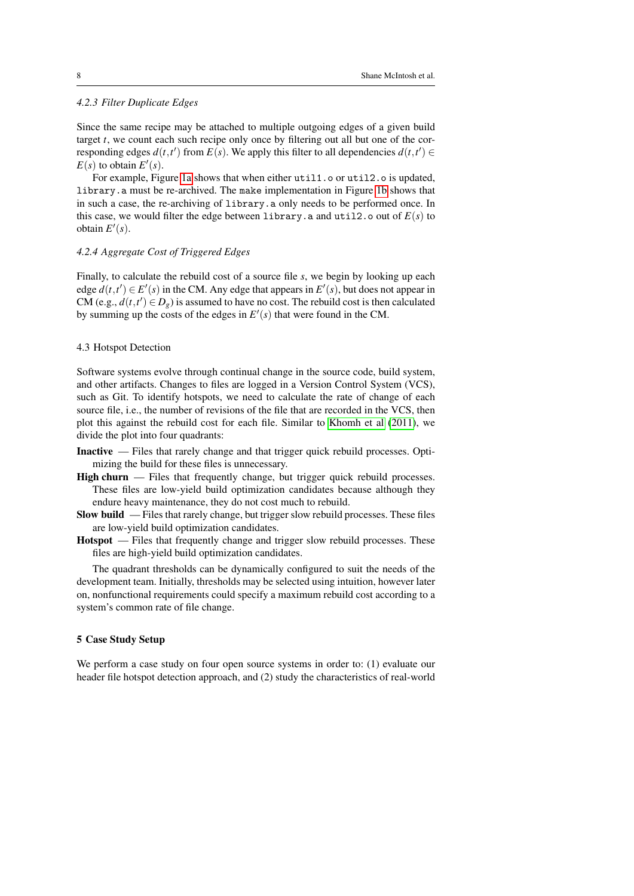#### 4.2.3 Filter Duplicate Edges

Since the same recipe may be attached to multiple outgoing edges of a given build target $t$, we count each such recipe only once by filtering out all but one of the corresponding edges $d(t,t')$ from $E(s)$. We apply this filter to all dependencies $d(t,t') \in E(s)$ to obtain $E'(s)$.

For example, Figure 1a shows that when either `util1.o` or `util2.o` is updated, `library.a` must be re-archived. The `make` implementation in Figure 1b shows that in such a case, the re-archiving of `library.a` only needs to be performed once. In this case, we would filter the edge between `library.a` and `util2.o` out of $E(s)$ to obtain $E'(s)$.

#### 4.2.4 Aggregate Cost of Triggered Edges

Finally, to calculate the rebuild cost of a source file $s$, we begin by looking up each edge $d(t,t') \in E'(s)$ in the CM. Any edge that appears in $E'(s)$, but does not appear in CM (e.g., $d(t,t') \in D_g$) is assumed to have no cost. The rebuild cost is then calculated by summing up the costs of the edges in $E'(s)$ that were found in the CM.

### 4.3 Hotspot Detection

Software systems evolve through continual change in the source code, build system, and other artifacts. Changes to files are logged in a Version Control System (VCS), such as Git. To identify hotspots, we need to calculate the rate of change of each source file, i.e., the number of revisions of the file that are recorded in the VCS, then plot this against the rebuild cost for each file. Similar to Khomh et al (2011), we divide the plot into four quadrants:

**Inactive** — Files that rarely change and that trigger quick rebuild processes. Optimizing the build for these files is unnecessary.

**High churn** — Files that frequently change, but trigger quick rebuild processes. These files are low-yield build optimization candidates because although they endure heavy maintenance, they do not cost much to rebuild.

**Slow build** — Files that rarely change, but trigger slow rebuild processes. These files are low-yield build optimization candidates.

**Hotspot** — Files that frequently change and trigger slow rebuild processes. These files are high-yield build optimization candidates.

The quadrant thresholds can be dynamically configured to suit the needs of the development team. Initially, thresholds may be selected using intuition, however later on, nonfunctional requirements could specify a maximum rebuild cost according to a system's common rate of file change.

## 5 Case Study Setup

We perform a case study on four open source systems in order to: (1) evaluate our header file hotspot detection approach, and (2) study the characteristics of real-world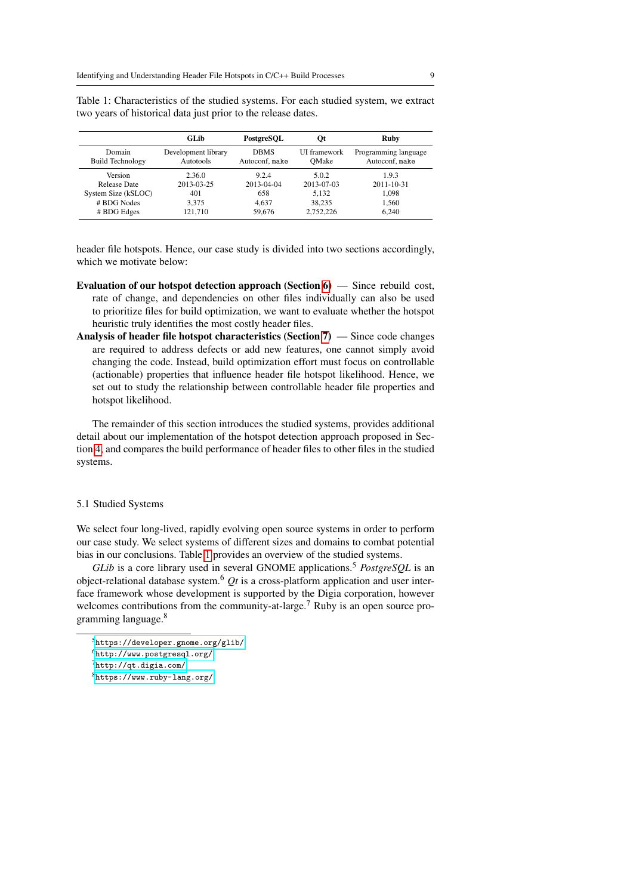Table 1: Characteristics of the studied systems. For each studied system, we extract two years of historical data just prior to the release dates.

| | GLib | PostgreSQL | Qt | Ruby |
|---|---|---|---|---|
| Domain | Development library | DBMS | UI framework | Programming language |
| Build Technology | Autotools | Autoconf, `make` | QMake | Autoconf, `make` |
| Version | 2.36.0 | 9.2.4 | 5.0.2 | 1.9.3 |
| Release Date | 2013-03-25 | 2013-04-04 | 2013-07-03 | 2011-10-31 |
| System Size (kSLOC) | 401 | 658 | 5,132 | 1,098 |
| # BDG Nodes | 3,375 | 4,637 | 38,235 | 1,560 |
| # BDG Edges | 121,710 | 59,676 | 2,752,226 | 6,240 |

header file hotspots. Hence, our case study is divided into two sections accordingly, which we motivate below:

**Evaluation of our hotspot detection approach (Section 6)** — Since rebuild cost, rate of change, and dependencies on other files individually can also be used to prioritize files for build optimization, we want to evaluate whether the hotspot heuristic truly identifies the most costly header files.

**Analysis of header file hotspot characteristics (Section 7)** — Since code changes are required to address defects or add new features, one cannot simply avoid changing the code. Instead, build optimization effort must focus on controllable (actionable) properties that influence header file hotspot likelihood. Hence, we set out to study the relationship between controllable header file properties and hotspot likelihood.

The remainder of this section introduces the studied systems, provides additional detail about our implementation of the hotspot detection approach proposed in Section 4, and compares the build performance of header files to other files in the studied systems.

### 5.1 Studied Systems

We select four long-lived, rapidly evolving open source systems in order to perform our case study. We select systems of different sizes and domains to combat potential bias in our conclusions. Table 1 provides an overview of the studied systems.

*GLib* is a core library used in several GNOME applications.[5] *PostgreSQL* is an object-relational database system.[6] *Qt* is a cross-platform application and user interface framework whose development is supported by the Digia corporation, however welcomes contributions from the community-at-large.[7] Ruby is an open source programming language.[8]

[5] `https://developer.gnome.org/glib/`
[6] `http://www.postgresql.org/`
[7] `http://qt.digia.com/`
[8] `https://www.ruby-lang.org/`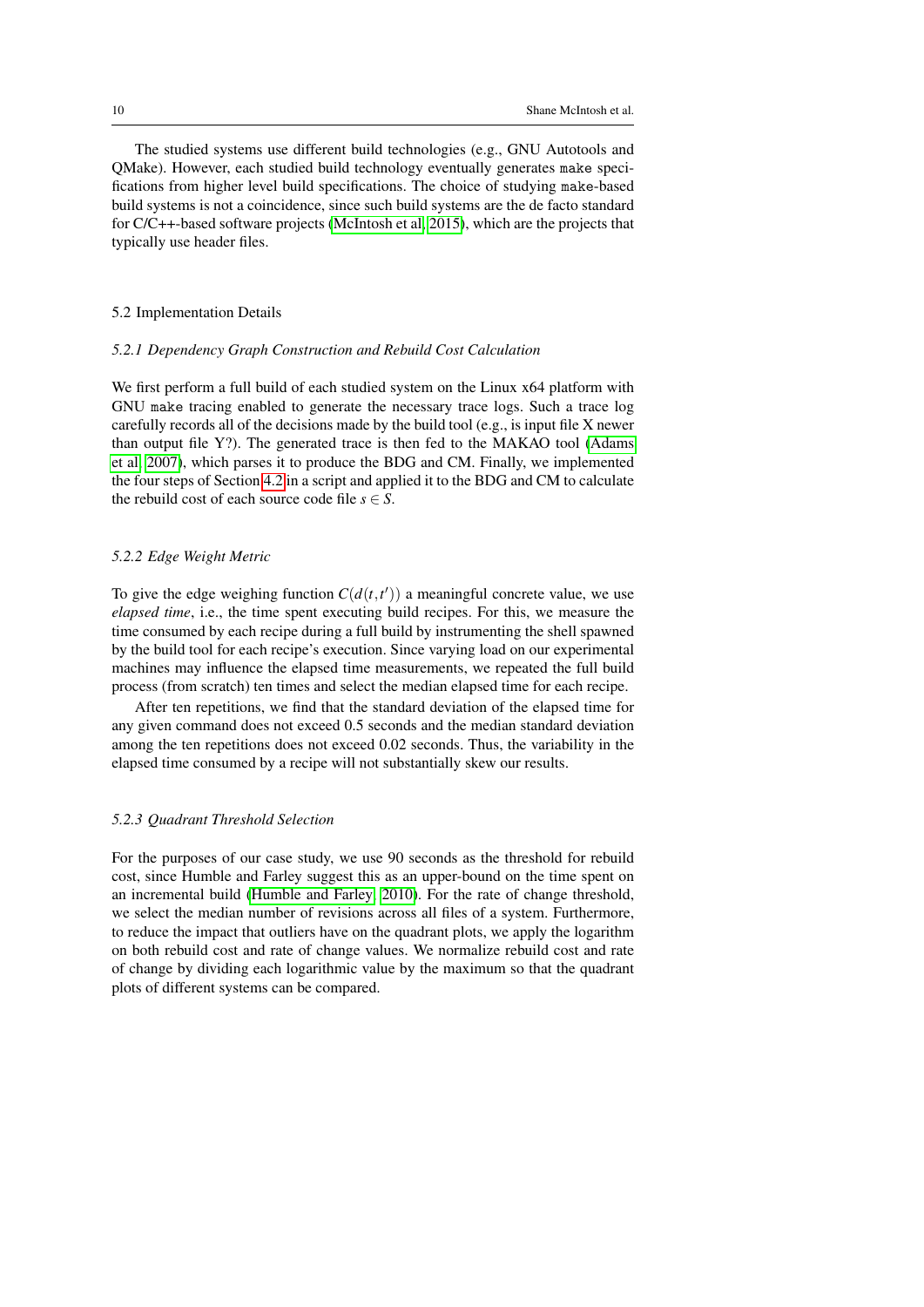The studied systems use different build technologies (e.g., GNU Autotools and QMake). However, each studied build technology eventually generates `make` specifications from higher level build specifications. The choice of studying `make`-based build systems is not a coincidence, since such build systems are the de facto standard for C/C++-based software projects (McIntosh et al, 2015), which are the projects that typically use header files.

## 5.2 Implementation Details

### *5.2.1 Dependency Graph Construction and Rebuild Cost Calculation*

We first perform a full build of each studied system on the Linux x64 platform with GNU `make` tracing enabled to generate the necessary trace logs. Such a trace log carefully records all of the decisions made by the build tool (e.g., is input file X newer than output file Y?). The generated trace is then fed to the MAKAO tool (Adams et al, 2007), which parses it to produce the BDG and CM. Finally, we implemented the four steps of Section 4.2 in a script and applied it to the BDG and CM to calculate the rebuild cost of each source code file $s \in S$.

### *5.2.2 Edge Weight Metric*

To give the edge weighing function $C(d(t,t'))$ a meaningful concrete value, we use *elapsed time*, i.e., the time spent executing build recipes. For this, we measure the time consumed by each recipe during a full build by instrumenting the shell spawned by the build tool for each recipe's execution. Since varying load on our experimental machines may influence the elapsed time measurements, we repeated the full build process (from scratch) ten times and select the median elapsed time for each recipe.

After ten repetitions, we find that the standard deviation of the elapsed time for any given command does not exceed 0.5 seconds and the median standard deviation among the ten repetitions does not exceed 0.02 seconds. Thus, the variability in the elapsed time consumed by a recipe will not substantially skew our results.

### *5.2.3 Quadrant Threshold Selection*

For the purposes of our case study, we use 90 seconds as the threshold for rebuild cost, since Humble and Farley suggest this as an upper-bound on the time spent on an incremental build (Humble and Farley, 2010). For the rate of change threshold, we select the median number of revisions across all files of a system. Furthermore, to reduce the impact that outliers have on the quadrant plots, we apply the logarithm on both rebuild cost and rate of change values. We normalize rebuild cost and rate of change by dividing each logarithmic value by the maximum so that the quadrant plots of different systems can be compared.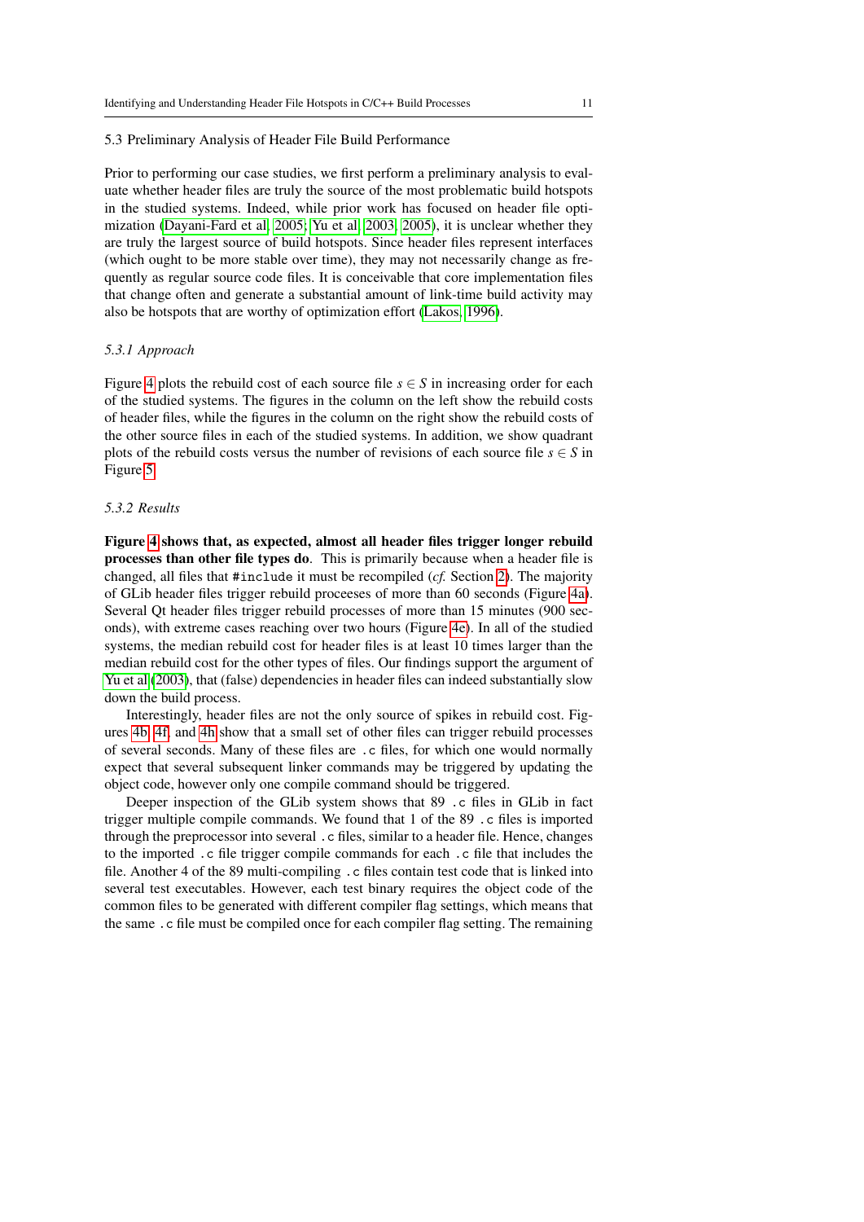### 5.3 Preliminary Analysis of Header File Build Performance

Prior to performing our case studies, we first perform a preliminary analysis to evaluate whether header files are truly the source of the most problematic build hotspots in the studied systems. Indeed, while prior work has focused on header file optimization (Dayani-Fard et al, 2005; Yu et al, 2003, 2005), it is unclear whether they are truly the largest source of build hotspots. Since header files represent interfaces (which ought to be more stable over time), they may not necessarily change as frequently as regular source code files. It is conceivable that core implementation files that change often and generate a substantial amount of link-time build activity may also be hotspots that are worthy of optimization effort (Lakos, 1996).

#### *5.3.1 Approach*

Figure 4 plots the rebuild cost of each source file $s \in S$ in increasing order for each of the studied systems. The figures in the column on the left show the rebuild costs of header files, while the figures in the column on the right show the rebuild costs of the other source files in each of the studied systems. In addition, we show quadrant plots of the rebuild costs versus the number of revisions of each source file $s \in S$ in Figure 5.

#### *5.3.2 Results*

**Figure 4 shows that, as expected, almost all header files trigger longer rebuild processes than other file types do**. This is primarily because when a header file is changed, all files that `#include` it must be recompiled (*cf.* Section 2). The majority of GLib header files trigger rebuild proceeses of more than 60 seconds (Figure 4a). Several Qt header files trigger rebuild processes of more than 15 minutes (900 seconds), with extreme cases reaching over two hours (Figure 4e). In all of the studied systems, the median rebuild cost for header files is at least 10 times larger than the median rebuild cost for the other types of files. Our findings support the argument of Yu et al (2003), that (false) dependencies in header files can indeed substantially slow down the build process.

Interestingly, header files are not the only source of spikes in rebuild cost. Figures 4b, 4f, and 4h show that a small set of other files can trigger rebuild processes of several seconds. Many of these files are `.c` files, for which one would normally expect that several subsequent linker commands may be triggered by updating the object code, however only one compile command should be triggered.

Deeper inspection of the GLib system shows that 89 `.c` files in GLib in fact trigger multiple compile commands. We found that 1 of the 89 `.c` files is imported through the preprocessor into several `.c` files, similar to a header file. Hence, changes to the imported `.c` file trigger compile commands for each `.c` file that includes the file. Another 4 of the 89 multi-compiling `.c` files contain test code that is linked into several test executables. However, each test binary requires the object code of the common files to be generated with different compiler flag settings, which means that the same `.c` file must be compiled once for each compiler flag setting. The remaining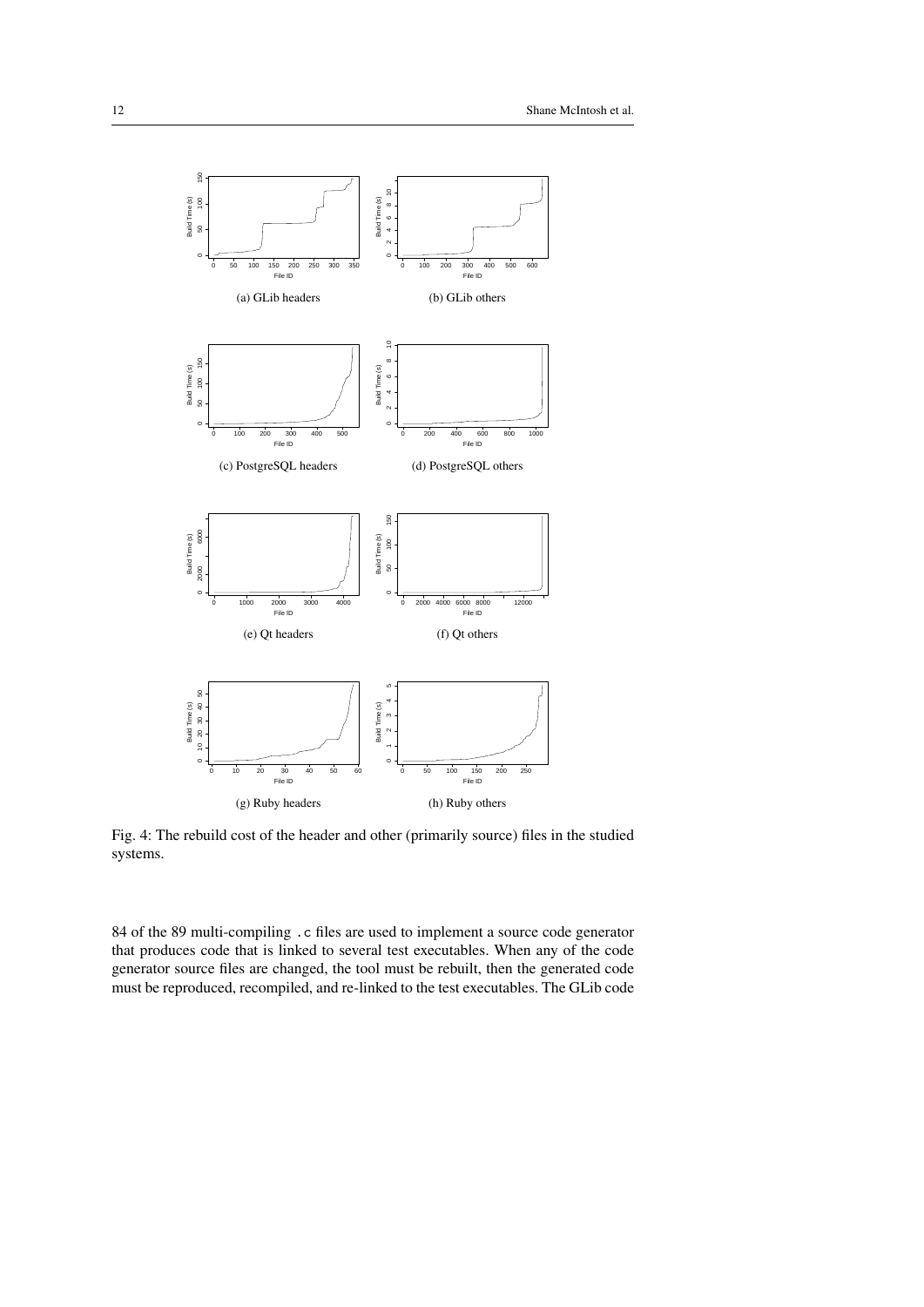(a) GLib headers

(b) GLib others

(c) PostgreSQL headers

(d) PostgreSQL others

(e) Qt headers

(f) Qt others

(g) Ruby headers

(h) Ruby others

Fig. 4: The rebuild cost of the header and other (primarily source) files in the studied systems.

84 of the 89 multi-compiling `.c` files are used to implement a source code generator that produces code that is linked to several test executables. When any of the code generator source files are changed, the tool must be rebuilt, then the generated code must be reproduced, recompiled, and re-linked to the test executables. The GLib code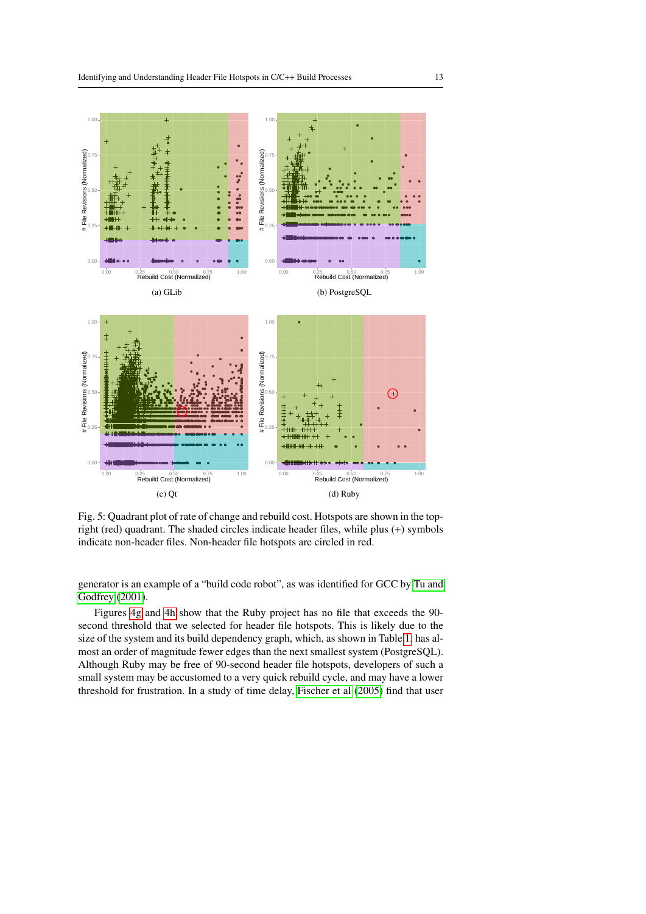(a) GLib

(b) PostgreSQL

(c) Qt

(d) Ruby

Fig. 5: Quadrant plot of rate of change and rebuild cost. Hotspots are shown in the top-right (red) quadrant. The shaded circles indicate header files, while plus (+) symbols indicate non-header files. Non-header file hotspots are circled in red.

generator is an example of a "build code robot", as was identified for GCC by Tu and Godfrey (2001).

Figures 4g and 4h show that the Ruby project has no file that exceeds the 90-second threshold that we selected for header file hotspots. This is likely due to the size of the system and its build dependency graph, which, as shown in Table 1, has almost an order of magnitude fewer edges than the next smallest system (PostgreSQL). Although Ruby may be free of 90-second header file hotspots, developers of such a small system may be accustomed to a very quick rebuild cycle, and may have a lower threshold for frustration. In a study of time delay, Fischer et al (2005) find that user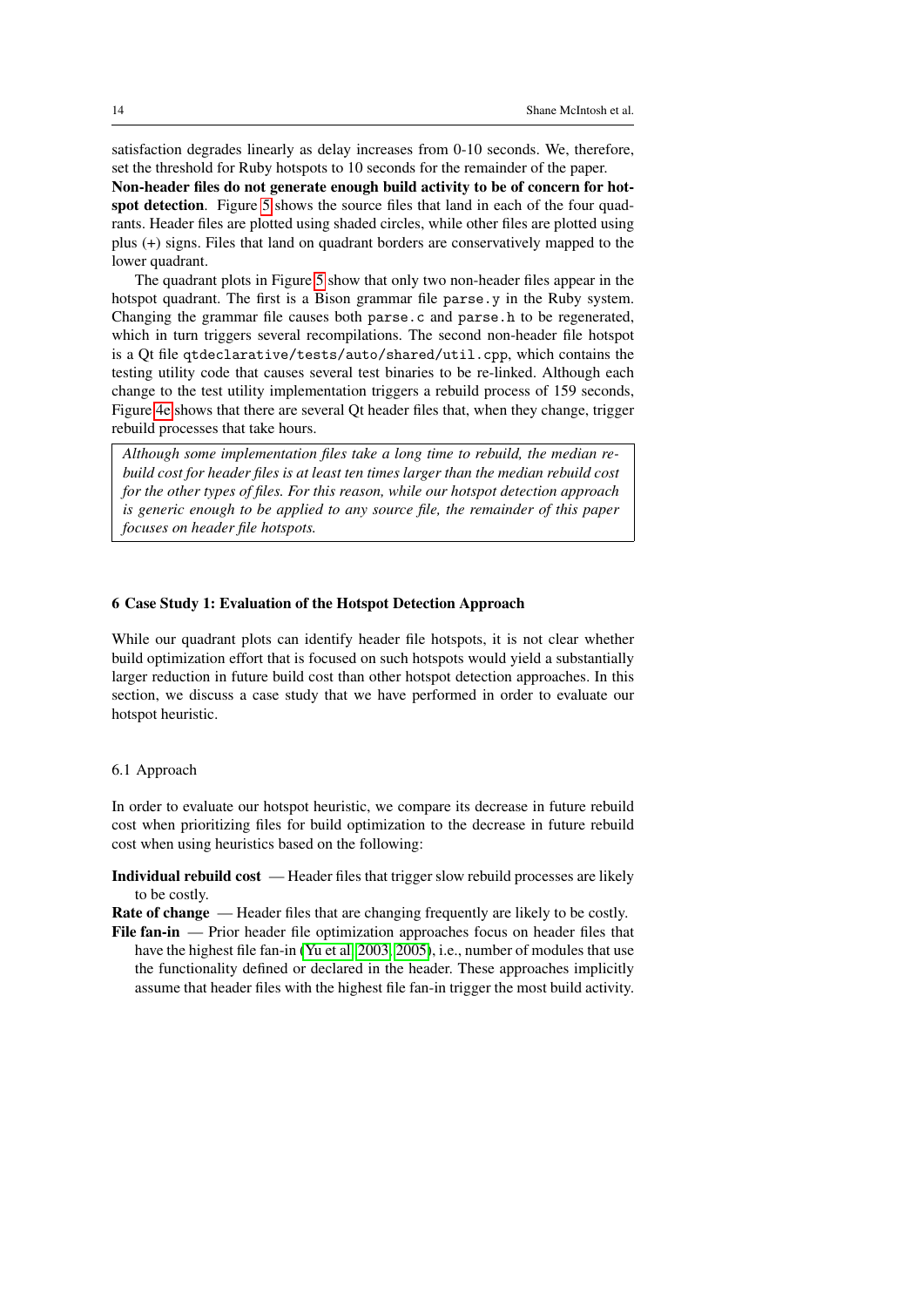satisfaction degrades linearly as delay increases from 0-10 seconds. We, therefore, set the threshold for Ruby hotspots to 10 seconds for the remainder of the paper.

**Non-header files do not generate enough build activity to be of concern for hotspot detection**. Figure 5 shows the source files that land in each of the four quadrants. Header files are plotted using shaded circles, while other files are plotted using plus (+) signs. Files that land on quadrant borders are conservatively mapped to the lower quadrant.

The quadrant plots in Figure 5 show that only two non-header files appear in the hotspot quadrant. The first is a Bison grammar file `parse.y` in the Ruby system. Changing the grammar file causes both `parse.c` and `parse.h` to be regenerated, which in turn triggers several recompilations. The second non-header file hotspot is a Qt file `qtdeclarative/tests/auto/shared/util.cpp`, which contains the testing utility code that causes several test binaries to be re-linked. Although each change to the test utility implementation triggers a rebuild process of 159 seconds, Figure 4e shows that there are several Qt header files that, when they change, trigger rebuild processes that take hours.

> *Although some implementation files take a long time to rebuild, the median rebuild cost for header files is at least ten times larger than the median rebuild cost for the other types of files. For this reason, while our hotspot detection approach is generic enough to be applied to any source file, the remainder of this paper focuses on header file hotspots.*

## 6 Case Study 1: Evaluation of the Hotspot Detection Approach

While our quadrant plots can identify header file hotspots, it is not clear whether build optimization effort that is focused on such hotspots would yield a substantially larger reduction in future build cost than other hotspot detection approaches. In this section, we discuss a case study that we have performed in order to evaluate our hotspot heuristic.

### 6.1 Approach

In order to evaluate our hotspot heuristic, we compare its decrease in future rebuild cost when prioritizing files for build optimization to the decrease in future rebuild cost when using heuristics based on the following:

**Individual rebuild cost** — Header files that trigger slow rebuild processes are likely to be costly.

**Rate of change** — Header files that are changing frequently are likely to be costly.

**File fan-in** — Prior header file optimization approaches focus on header files that have the highest file fan-in (Yu et al, 2003, 2005), i.e., number of modules that use the functionality defined or declared in the header. These approaches implicitly assume that header files with the highest file fan-in trigger the most build activity.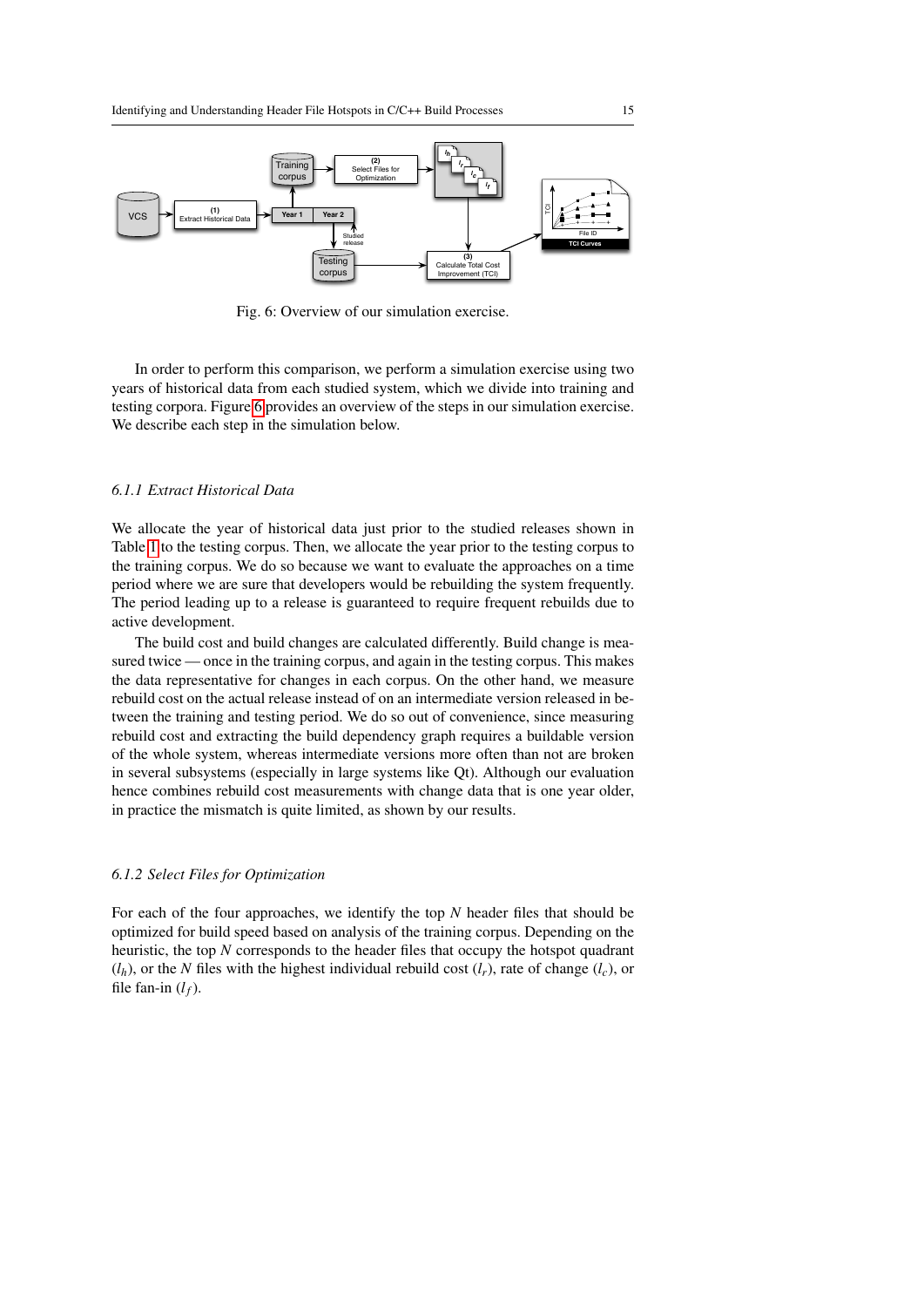Fig. 6: Overview of our simulation exercise.

In order to perform this comparison, we perform a simulation exercise using two years of historical data from each studied system, which we divide into training and testing corpora. Figure 6 provides an overview of the steps in our simulation exercise. We describe each step in the simulation below.

### *6.1.1 Extract Historical Data*

We allocate the year of historical data just prior to the studied releases shown in Table 1 to the testing corpus. Then, we allocate the year prior to the testing corpus to the training corpus. We do so because we want to evaluate the approaches on a time period where we are sure that developers would be rebuilding the system frequently. The period leading up to a release is guaranteed to require frequent rebuilds due to active development.

The build cost and build changes are calculated differently. Build change is measured twice — once in the training corpus, and again in the testing corpus. This makes the data representative for changes in each corpus. On the other hand, we measure rebuild cost on the actual release instead of on an intermediate version released in between the training and testing period. We do so out of convenience, since measuring rebuild cost and extracting the build dependency graph requires a buildable version of the whole system, whereas intermediate versions more often than not are broken in several subsystems (especially in large systems like Qt). Although our evaluation hence combines rebuild cost measurements with change data that is one year older, in practice the mismatch is quite limited, as shown by our results.

### *6.1.2 Select Files for Optimization*

For each of the four approaches, we identify the top $N$ header files that should be optimized for build speed based on analysis of the training corpus. Depending on the heuristic, the top $N$ corresponds to the header files that occupy the hotspot quadrant ($l_h$), or the $N$ files with the highest individual rebuild cost ($l_r$), rate of change ($l_c$), or file fan-in ($l_f$).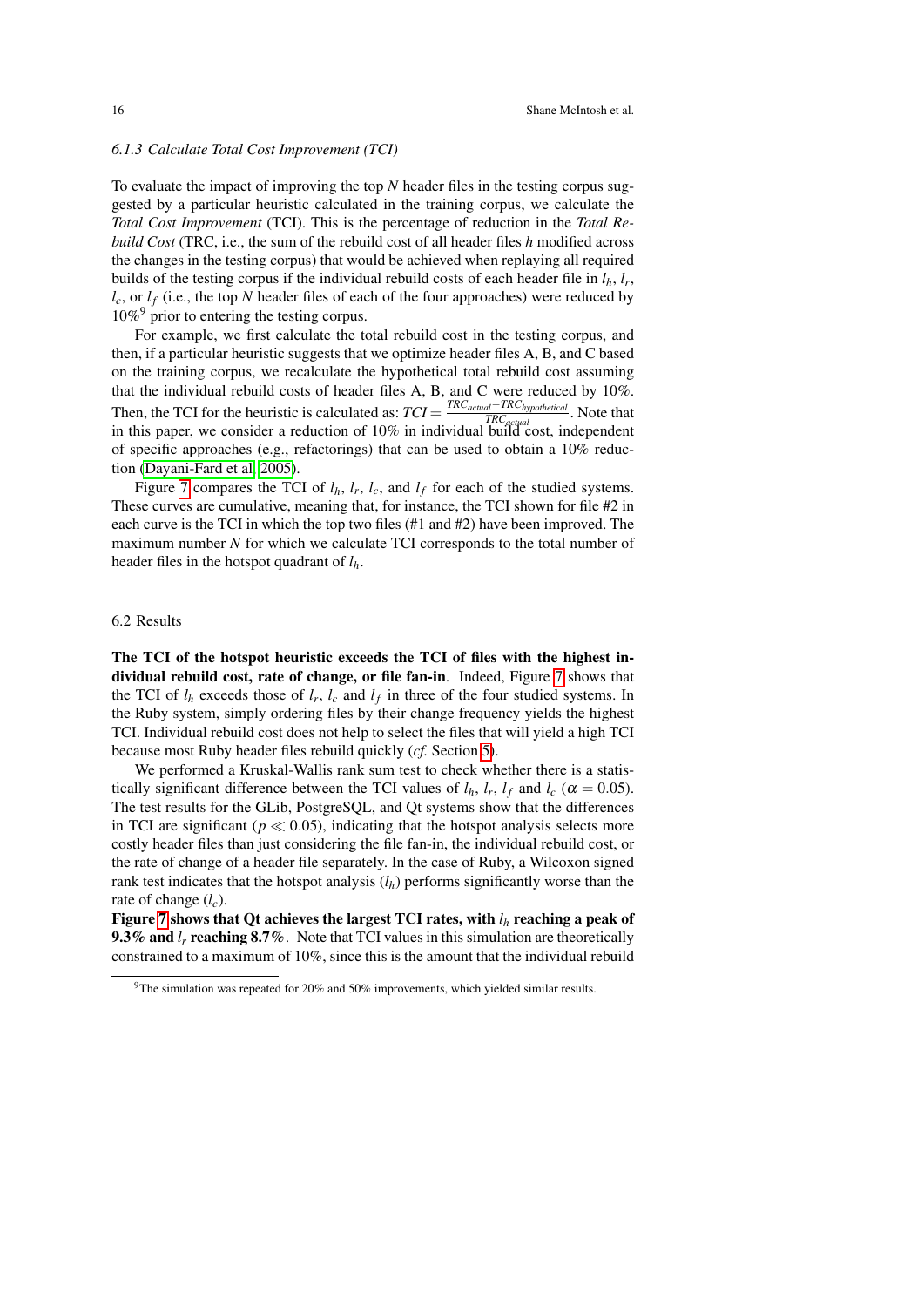### 6.1.3 Calculate Total Cost Improvement (TCI)

To evaluate the impact of improving the top $N$ header files in the testing corpus suggested by a particular heuristic calculated in the training corpus, we calculate the *Total Cost Improvement* (TCI). This is the percentage of reduction in the *Total Rebuild Cost* (TRC, i.e., the sum of the rebuild cost of all header files $h$ modified across the changes in the testing corpus) that would be achieved when replaying all required builds of the testing corpus if the individual rebuild costs of each header file in $l_h$, $l_r$, $l_c$, or $l_f$ (i.e., the top $N$ header files of each of the four approaches) were reduced by 10%[9] prior to entering the testing corpus.

For example, we first calculate the total rebuild cost in the testing corpus, and then, if a particular heuristic suggests that we optimize header files A, B, and C based on the training corpus, we recalculate the hypothetical total rebuild cost assuming that the individual rebuild costs of header files A, B, and C were reduced by 10%. Then, the TCI for the heuristic is calculated as: $TCI = \frac{TRC_{actual} - TRC_{hypothetical}}{TRC_{actual}}$. Note that in this paper, we consider a reduction of 10% in individual build cost, independent of specific approaches (e.g., refactorings) that can be used to obtain a 10% reduction (Dayani-Fard et al, 2005).

Figure 7 compares the TCI of $l_h$, $l_r$, $l_c$, and $l_f$ for each of the studied systems. These curves are cumulative, meaning that, for instance, the TCI shown for file #2 in each curve is the TCI in which the top two files (#1 and #2) have been improved. The maximum number $N$ for which we calculate TCI corresponds to the total number of header files in the hotspot quadrant of $l_h$.

## 6.2 Results

**The TCI of the hotspot heuristic exceeds the TCI of files with the highest individual rebuild cost, rate of change, or file fan-in**. Indeed, Figure 7 shows that the TCI of $l_h$ exceeds those of $l_r$, $l_c$ and $l_f$ in three of the four studied systems. In the Ruby system, simply ordering files by their change frequency yields the highest TCI. Individual rebuild cost does not help to select the files that will yield a high TCI because most Ruby header files rebuild quickly (*cf.* Section 5).

We performed a Kruskal-Wallis rank sum test to check whether there is a statistically significant difference between the TCI values of $l_h$, $l_r$, $l_f$ and $l_c$ ($\alpha = 0.05$). The test results for the GLib, PostgreSQL, and Qt systems show that the differences in TCI are significant ($p \ll 0.05$), indicating that the hotspot analysis selects more costly header files than just considering the file fan-in, the individual rebuild cost, or the rate of change of a header file separately. In the case of Ruby, a Wilcoxon signed rank test indicates that the hotspot analysis ($l_h$) performs significantly worse than the rate of change ($l_c$).

**Figure 7 shows that Qt achieves the largest TCI rates, with $l_h$ reaching a peak of 9.3% and $l_r$ reaching 8.7%**. Note that TCI values in this simulation are theoretically constrained to a maximum of 10%, since this is the amount that the individual rebuild

[9] The simulation was repeated for 20% and 50% improvements, which yielded similar results.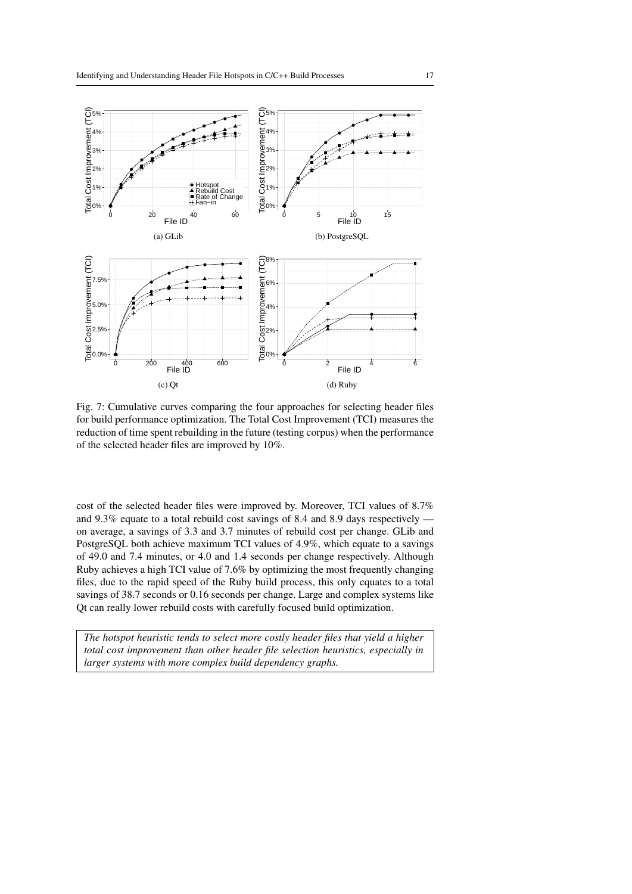Fig. 7: Cumulative curves comparing the four approaches for selecting header files for build performance optimization. The Total Cost Improvement (TCI) measures the reduction of time spent rebuilding in the future (testing corpus) when the performance of the selected header files are improved by 10%.

cost of the selected header files were improved by. Moreover, TCI values of 8.7% and 9.3% equate to a total rebuild cost savings of 8.4 and 8.9 days respectively — on average, a savings of 3.3 and 3.7 minutes of rebuild cost per change. GLib and PostgreSQL both achieve maximum TCI values of 4.9%, which equate to a savings of 49.0 and 7.4 minutes, or 4.0 and 1.4 seconds per change respectively. Although Ruby achieves a high TCI value of 7.6% by optimizing the most frequently changing files, due to the rapid speed of the Ruby build process, this only equates to a total savings of 38.7 seconds or 0.16 seconds per change. Large and complex systems like Qt can really lower rebuild costs with carefully focused build optimization.

> *The hotspot heuristic tends to select more costly header files that yield a higher total cost improvement than other header file selection heuristics, especially in larger systems with more complex build dependency graphs.*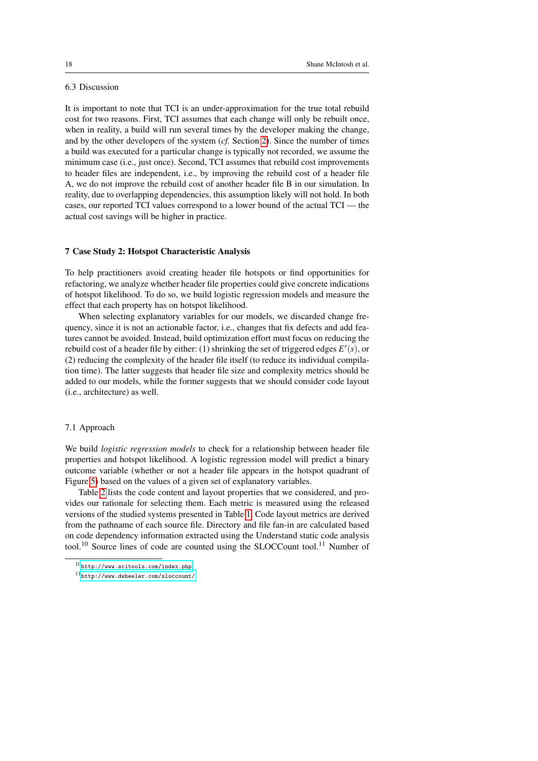### 6.3 Discussion

It is important to note that TCI is an under-approximation for the true total rebuild cost for two reasons. First, TCI assumes that each change will only be rebuilt once, when in reality, a build will run several times by the developer making the change, and by the other developers of the system (*cf.* Section 2). Since the number of times a build was executed for a particular change is typically not recorded, we assume the minimum case (i.e., just once). Second, TCI assumes that rebuild cost improvements to header files are independent, i.e., by improving the rebuild cost of a header file A, we do not improve the rebuild cost of another header file B in our simulation. In reality, due to overlapping dependencies, this assumption likely will not hold. In both cases, our reported TCI values correspond to a lower bound of the actual TCI — the actual cost savings will be higher in practice.

## 7 Case Study 2: Hotspot Characteristic Analysis

To help practitioners avoid creating header file hotspots or find opportunities for refactoring, we analyze whether header file properties could give concrete indications of hotspot likelihood. To do so, we build logistic regression models and measure the effect that each property has on hotspot likelihood.

When selecting explanatory variables for our models, we discarded change frequency, since it is not an actionable factor, i.e., changes that fix defects and add features cannot be avoided. Instead, build optimization effort must focus on reducing the rebuild cost of a header file by either: (1) shrinking the set of triggered edges $E'(s)$, or (2) reducing the complexity of the header file itself (to reduce its individual compilation time). The latter suggests that header file size and complexity metrics should be added to our models, while the former suggests that we should consider code layout (i.e., architecture) as well.

### 7.1 Approach

We build *logistic regression models* to check for a relationship between header file properties and hotspot likelihood. A logistic regression model will predict a binary outcome variable (whether or not a header file appears in the hotspot quadrant of Figure 5) based on the values of a given set of explanatory variables.

Table 2 lists the code content and layout properties that we considered, and provides our rationale for selecting them. Each metric is measured using the released versions of the studied systems presented in Table 1. Code layout metrics are derived from the pathname of each source file. Directory and file fan-in are calculated based on code dependency information extracted using the Understand static code analysis tool.[10] Source lines of code are counted using the SLOCCount tool.[11] Number of

[10] http://www.scitools.com/index.php

[11] http://www.dwheeler.com/sloccount/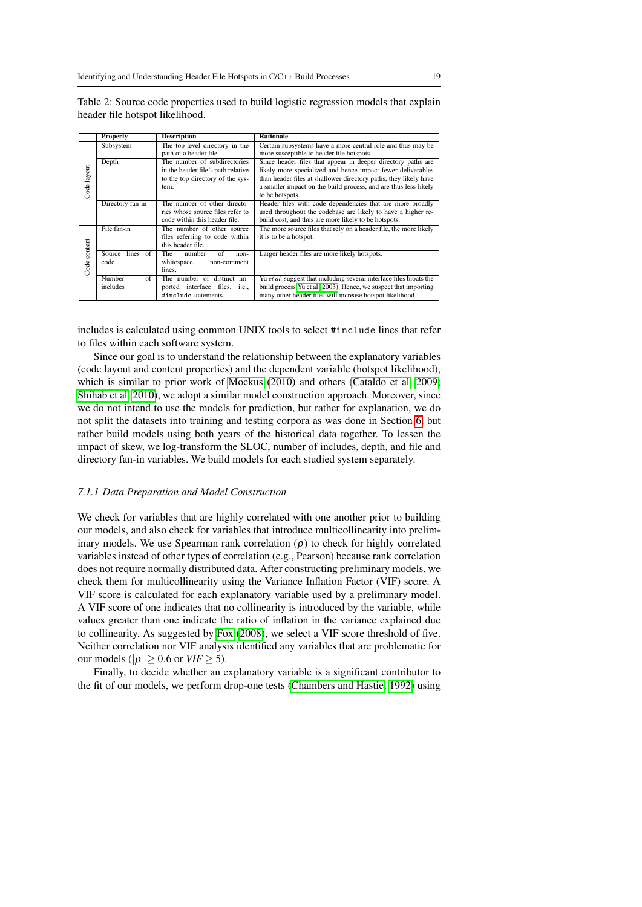Table 2: Source code properties used to build logistic regression models that explain header file hotspot likelihood.

| | Property | Description | Rationale |
|---|---|---|---|
| Code layout | Subsystem | The top-level directory in the path of a header file. | Certain subsystems have a more central role and thus may be more susceptible to header file hotspots. |
| | Depth | The number of subdirectories in the header file's path relative to the top directory of the system. | Since header files that appear in deeper directory paths are likely more specialized and hence impact fewer deliverables than header files at shallower directory paths, they likely have a smaller impact on the build process, and are thus less likely to be hotspots. |
| | Directory fan-in | The number of other directories whose source files refer to code within this header file. | Header files with code dependencies that are more broadly used throughout the codebase are likely to have a higher rebuild cost, and thus are more likely to be hotspots. |
| Code content | File fan-in | The number of other source files referring to code within this header file. | The more source files that rely on a header file, the more likely it is to be a hotspot. |
| | Source lines of code | The number of non-whitespace, non-comment lines. | Larger header files are more likely hotspots. |
| | Number of includes | The number of distinct imported interface files, i.e., `#include` statements. | Yu *et al.* suggest that including several interface files bloats the build process (Yu et al, 2003). Hence, we suspect that importing many other header files will increase hotspot likelihood. |

includes is calculated using common UNIX tools to select `#include` lines that refer to files within each software system.

Since our goal is to understand the relationship between the explanatory variables (code layout and content properties) and the dependent variable (hotspot likelihood), which is similar to prior work of Mockus (2010) and others (Cataldo et al, 2009; Shihab et al, 2010), we adopt a similar model construction approach. Moreover, since we do not intend to use the models for prediction, but rather for explanation, we do not split the datasets into training and testing corpora as was done in Section 6, but rather build models using both years of the historical data together. To lessen the impact of skew, we log-transform the SLOC, number of includes, depth, and file and directory fan-in variables. We build models for each studied system separately.

### *7.1.1 Data Preparation and Model Construction*

We check for variables that are highly correlated with one another prior to building our models, and also check for variables that introduce multicollinearity into preliminary models. We use Spearman rank correlation ($\rho$) to check for highly correlated variables instead of other types of correlation (e.g., Pearson) because rank correlation does not require normally distributed data. After constructing preliminary models, we check them for multicollinearity using the Variance Inflation Factor (VIF) score. A VIF score is calculated for each explanatory variable used by a preliminary model. A VIF score of one indicates that no collinearity is introduced by the variable, while values greater than one indicate the ratio of inflation in the variance explained due to collinearity. As suggested by Fox (2008), we select a VIF score threshold of five. Neither correlation nor VIF analysis identified any variables that are problematic for our models ($|\rho| \geq 0.6$ or $VIF \geq 5$).

Finally, to decide whether an explanatory variable is a significant contributor to the fit of our models, we perform drop-one tests (Chambers and Hastie, 1992) using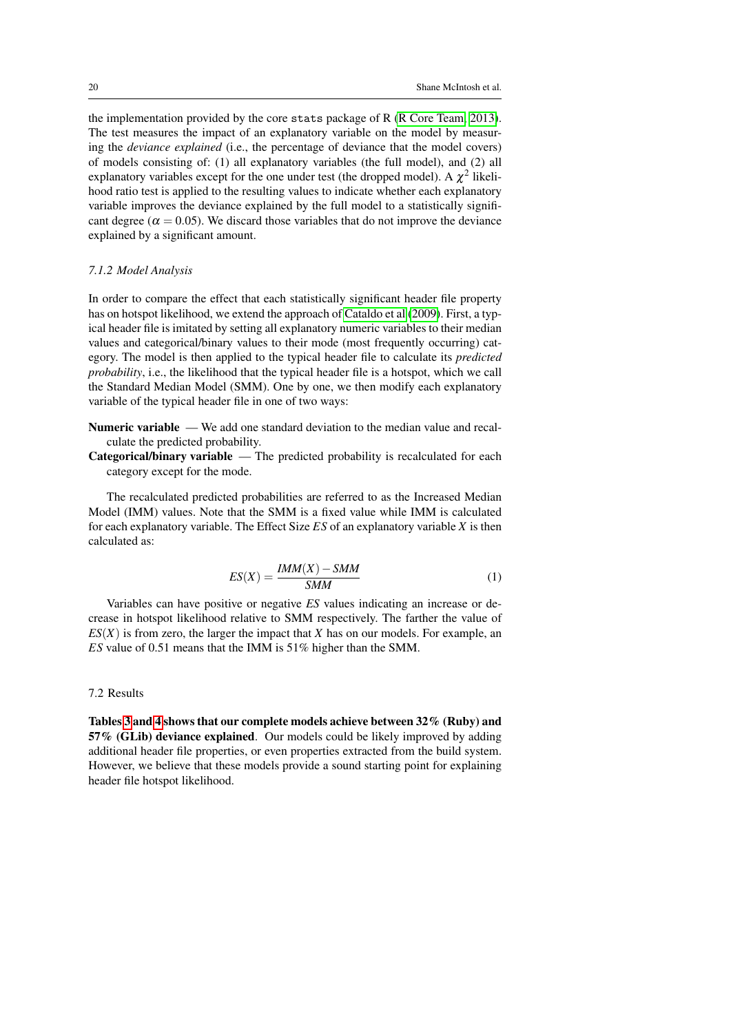the implementation provided by the core `stats` package of R (R Core Team, 2013). The test measures the impact of an explanatory variable on the model by measuring the *deviance explained* (i.e., the percentage of deviance that the model covers) of models consisting of: (1) all explanatory variables (the full model), and (2) all explanatory variables except for the one under test (the dropped model). A $\chi^2$ likelihood ratio test is applied to the resulting values to indicate whether each explanatory variable improves the deviance explained by the full model to a statistically significant degree ($\alpha = 0.05$). We discard those variables that do not improve the deviance explained by a significant amount.

### 7.1.2 Model Analysis

In order to compare the effect that each statistically significant header file property has on hotspot likelihood, we extend the approach of Cataldo et al (2009). First, a typical header file is imitated by setting all explanatory numeric variables to their median values and categorical/binary values to their mode (most frequently occurring) category. The model is then applied to the typical header file to calculate its *predicted probability*, i.e., the likelihood that the typical header file is a hotspot, which we call the Standard Median Model (SMM). One by one, we then modify each explanatory variable of the typical header file in one of two ways:

**Numeric variable** — We add one standard deviation to the median value and recalculate the predicted probability.

**Categorical/binary variable** — The predicted probability is recalculated for each category except for the mode.

The recalculated predicted probabilities are referred to as the Increased Median Model (IMM) values. Note that the SMM is a fixed value while IMM is calculated for each explanatory variable. The Effect Size $ES$ of an explanatory variable $X$ is then calculated as:

$$ES(X) = \frac{IMM(X) - SMM}{SMM} \tag{1}$$

Variables can have positive or negative $ES$ values indicating an increase or decrease in hotspot likelihood relative to SMM respectively. The farther the value of $ES(X)$ is from zero, the larger the impact that $X$ has on our models. For example, an $ES$ value of 0.51 means that the IMM is 51% higher than the SMM.

## 7.2 Results

**Tables 3 and 4 shows that our complete models achieve between 32% (Ruby) and 57% (GLib) deviance explained**. Our models could be likely improved by adding additional header file properties, or even properties extracted from the build system. However, we believe that these models provide a sound starting point for explaining header file hotspot likelihood.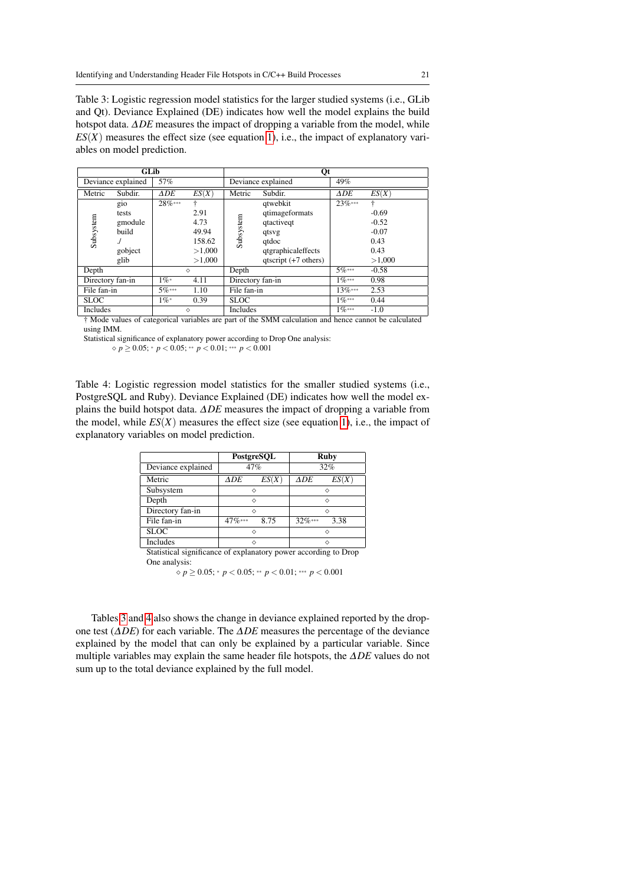Table 3: Logistic regression model statistics for the larger studied systems (i.e., GLib and Qt). Deviance Explained (DE) indicates how well the model explains the build hotspot data. $\Delta DE$ measures the impact of dropping a variable from the model, while $ES(X)$ measures the effect size (see equation 1), i.e., the impact of explanatory variables on model prediction.

| GLib | | | | Qt | | | |
|---|---|---|---|---|---|---|---|
| Deviance explained | | 57% | | Deviance explained | | 49% | |
| Metric | Subdir. | $\Delta DE$ | $ES(X)$ | Metric | Subdir. | $\Delta DE$ | $ES(X)$ |
| Subsystem | gio | 28%*** | † | Subsystem | qtwebkit | 23%*** | † |
| | tests | | 2.91 | | qtimageformats | | -0.69 |
| | gmodule | | 4.73 | | qtactiveqt | | -0.52 |
| | build | | 49.94 | | qtsvg | | -0.07 |
| | ./ | | 158.62 | | qtdoc | | 0.43 |
| | gobject | | >1,000 | | qtgraphicaleffects | | 0.43 |
| | glib | | >1,000 | | qtscript (+7 others) | | >1,000 |
| Depth | | ◇ | | Depth | | 5%*** | -0.58 |
| Directory fan-in | | 1%* | 4.11 | Directory fan-in | | 1%*** | 0.98 |
| File fan-in | | 5%*** | 1.10 | File fan-in | | 13%*** | 2.53 |
| SLOC | | 1%* | 0.39 | SLOC | | 1%*** | 0.44 |
| Includes | | ◇ | | Includes | | 1%*** | -1.0 |

† Mode values of categorical variables are part of the SMM calculation and hence cannot be calculated using IMM.

Statistical significance of explanatory power according to Drop One analysis:

◇ $p \geq 0.05$; * $p < 0.05$; ** $p < 0.01$; *** $p < 0.001$

Table 4: Logistic regression model statistics for the smaller studied systems (i.e., PostgreSQL and Ruby). Deviance Explained (DE) indicates how well the model explains the build hotspot data. $\Delta DE$ measures the impact of dropping a variable from the model, while $ES(X)$ measures the effect size (see equation 1), i.e., the impact of explanatory variables on model prediction.

| | PostgreSQL | | Ruby | |
|---|---|---|---|---|
| Deviance explained | 47% | | 32% | |
| Metric | $\Delta DE$ | $ES(X)$ | $\Delta DE$ | $ES(X)$ |
| Subsystem | ◇ | | ◇ | |
| Depth | ◇ | | ◇ | |
| Directory fan-in | ◇ | | ◇ | |
| File fan-in | 47%*** | 8.75 | 32%*** | 3.38 |
| SLOC | ◇ | | ◇ | |
| Includes | ◇ | | ◇ | |

Statistical significance of explanatory power according to Drop One analysis:

◇ $p \geq 0.05$; * $p < 0.05$; ** $p < 0.01$; *** $p < 0.001$

Tables 3 and 4 also shows the change in deviance explained reported by the drop-one test ($\Delta DE$) for each variable. The $\Delta DE$ measures the percentage of the deviance explained by the model that can only be explained by a particular variable. Since multiple variables may explain the same header file hotspots, the $\Delta DE$ values do not sum up to the total deviance explained by the full model.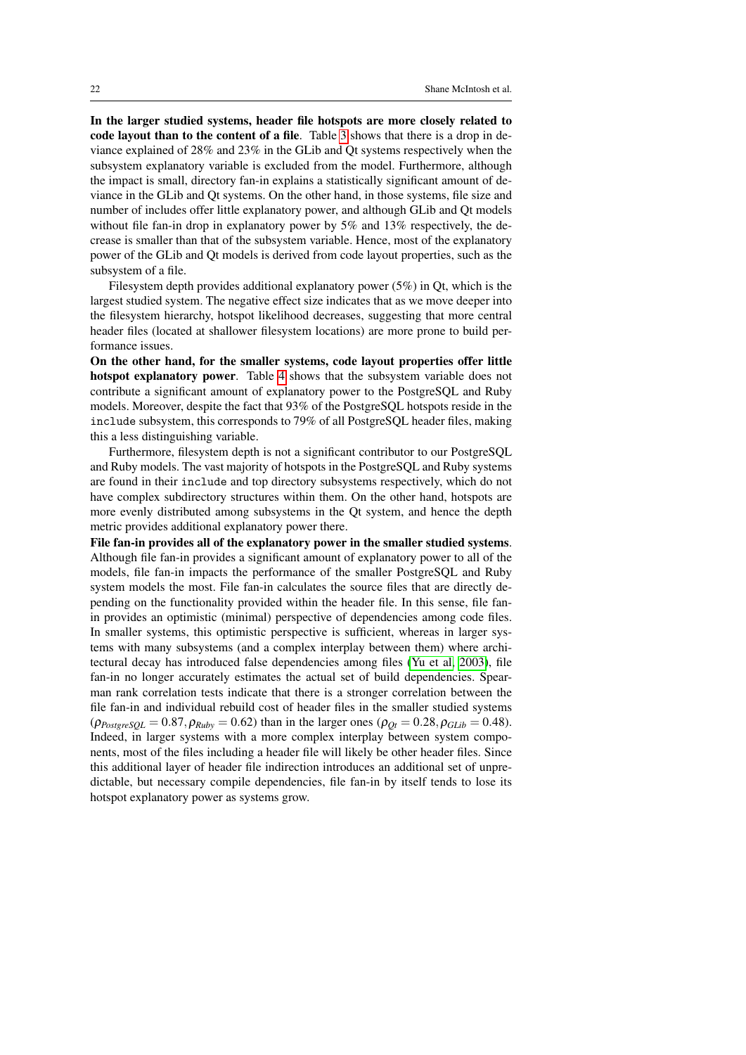**In the larger studied systems, header file hotspots are more closely related to code layout than to the content of a file**. Table 3 shows that there is a drop in deviance explained of 28% and 23% in the GLib and Qt systems respectively when the subsystem explanatory variable is excluded from the model. Furthermore, although the impact is small, directory fan-in explains a statistically significant amount of deviance in the GLib and Qt systems. On the other hand, in those systems, file size and number of includes offer little explanatory power, and although GLib and Qt models without file fan-in drop in explanatory power by 5% and 13% respectively, the decrease is smaller than that of the subsystem variable. Hence, most of the explanatory power of the GLib and Qt models is derived from code layout properties, such as the subsystem of a file.

Filesystem depth provides additional explanatory power (5%) in Qt, which is the largest studied system. The negative effect size indicates that as we move deeper into the filesystem hierarchy, hotspot likelihood decreases, suggesting that more central header files (located at shallower filesystem locations) are more prone to build performance issues.

**On the other hand, for the smaller systems, code layout properties offer little hotspot explanatory power**. Table 4 shows that the subsystem variable does not contribute a significant amount of explanatory power to the PostgreSQL and Ruby models. Moreover, despite the fact that 93% of the PostgreSQL hotspots reside in the `include` subsystem, this corresponds to 79% of all PostgreSQL header files, making this a less distinguishing variable.

Furthermore, filesystem depth is not a significant contributor to our PostgreSQL and Ruby models. The vast majority of hotspots in the PostgreSQL and Ruby systems are found in their `include` and top directory subsystems respectively, which do not have complex subdirectory structures within them. On the other hand, hotspots are more evenly distributed among subsystems in the Qt system, and hence the depth metric provides additional explanatory power there.

**File fan-in provides all of the explanatory power in the smaller studied systems**. Although file fan-in provides a significant amount of explanatory power to all of the models, file fan-in impacts the performance of the smaller PostgreSQL and Ruby system models the most. File fan-in calculates the source files that are directly depending on the functionality provided within the header file. In this sense, file fan-in provides an optimistic (minimal) perspective of dependencies among code files. In smaller systems, this optimistic perspective is sufficient, whereas in larger systems with many subsystems (and a complex interplay between them) where architectural decay has introduced false dependencies among files (Yu et al, 2003), file fan-in no longer accurately estimates the actual set of build dependencies. Spearman rank correlation tests indicate that there is a stronger correlation between the file fan-in and individual rebuild cost of header files in the smaller studied systems ($\rho_{PostgreSQL} = 0.87, \rho_{Ruby} = 0.62$) than in the larger ones ($\rho_{Qt} = 0.28, \rho_{GLib} = 0.48$). Indeed, in larger systems with a more complex interplay between system components, most of the files including a header file will likely be other header files. Since this additional layer of header file indirection introduces an additional set of unpredictable, but necessary compile dependencies, file fan-in by itself tends to lose its hotspot explanatory power as systems grow.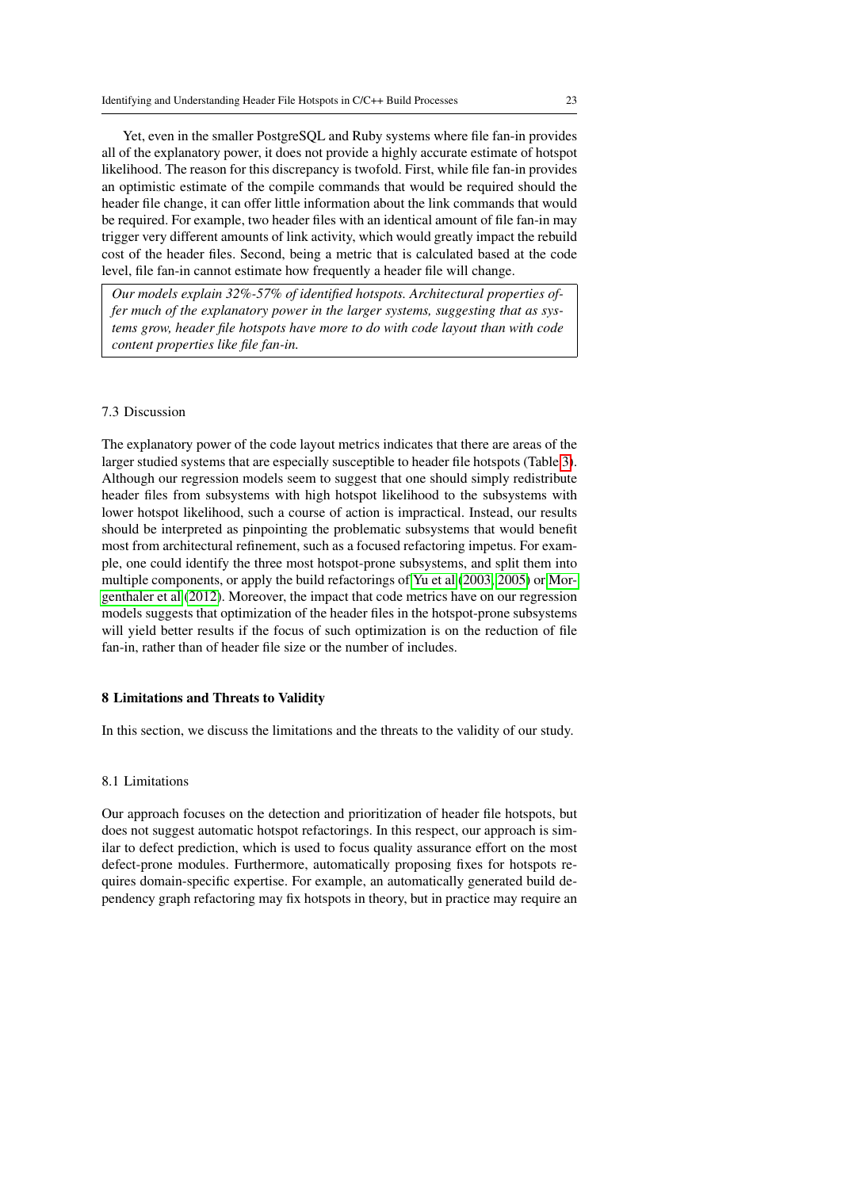Yet, even in the smaller PostgreSQL and Ruby systems where file fan-in provides all of the explanatory power, it does not provide a highly accurate estimate of hotspot likelihood. The reason for this discrepancy is twofold. First, while file fan-in provides an optimistic estimate of the compile commands that would be required should the header file change, it can offer little information about the link commands that would be required. For example, two header files with an identical amount of file fan-in may trigger very different amounts of link activity, which would greatly impact the rebuild cost of the header files. Second, being a metric that is calculated based at the code level, file fan-in cannot estimate how frequently a header file will change.

> *Our models explain 32%-57% of identified hotspots. Architectural properties offer much of the explanatory power in the larger systems, suggesting that as systems grow, header file hotspots have more to do with code layout than with code content properties like file fan-in.*

### 7.3 Discussion

The explanatory power of the code layout metrics indicates that there are areas of the larger studied systems that are especially susceptible to header file hotspots (Table 3). Although our regression models seem to suggest that one should simply redistribute header files from subsystems with high hotspot likelihood to the subsystems with lower hotspot likelihood, such a course of action is impractical. Instead, our results should be interpreted as pinpointing the problematic subsystems that would benefit most from architectural refinement, such as a focused refactoring impetus. For example, one could identify the three most hotspot-prone subsystems, and split them into multiple components, or apply the build refactorings of Yu et al (2003, 2005) or Morgenthaler et al (2012). Moreover, the impact that code metrics have on our regression models suggests that optimization of the header files in the hotspot-prone subsystems will yield better results if the focus of such optimization is on the reduction of file fan-in, rather than of header file size or the number of includes.

## 8 Limitations and Threats to Validity

In this section, we discuss the limitations and the threats to the validity of our study.

### 8.1 Limitations

Our approach focuses on the detection and prioritization of header file hotspots, but does not suggest automatic hotspot refactorings. In this respect, our approach is similar to defect prediction, which is used to focus quality assurance effort on the most defect-prone modules. Furthermore, automatically proposing fixes for hotspots requires domain-specific expertise. For example, an automatically generated build dependency graph refactoring may fix hotspots in theory, but in practice may require an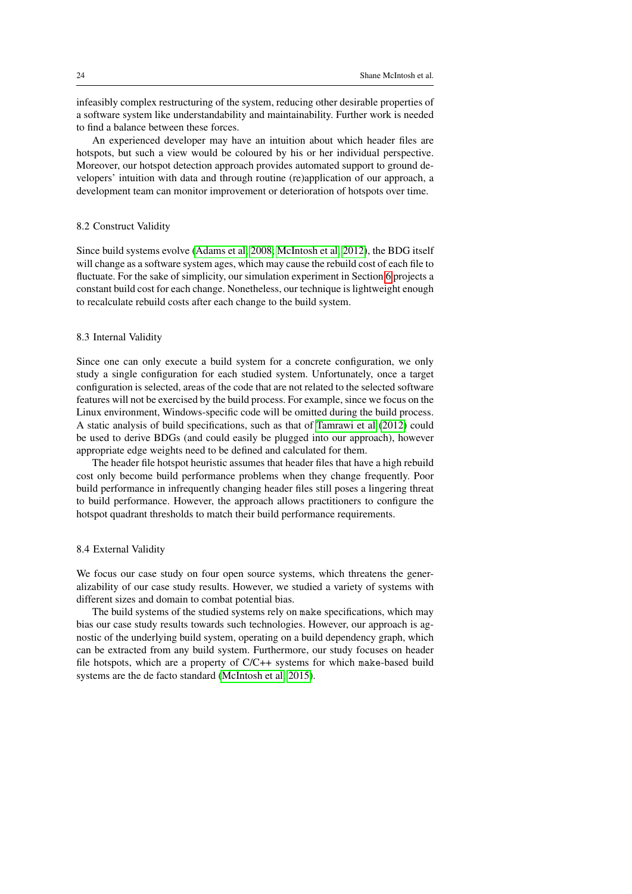infeasibly complex restructuring of the system, reducing other desirable properties of a software system like understandability and maintainability. Further work is needed to find a balance between these forces.

An experienced developer may have an intuition about which header files are hotspots, but such a view would be coloured by his or her individual perspective. Moreover, our hotspot detection approach provides automated support to ground developers' intuition with data and through routine (re)application of our approach, a development team can monitor improvement or deterioration of hotspots over time.

### 8.2 Construct Validity

Since build systems evolve (Adams et al, 2008; McIntosh et al, 2012), the BDG itself will change as a software system ages, which may cause the rebuild cost of each file to fluctuate. For the sake of simplicity, our simulation experiment in Section 6 projects a constant build cost for each change. Nonetheless, our technique is lightweight enough to recalculate rebuild costs after each change to the build system.

### 8.3 Internal Validity

Since one can only execute a build system for a concrete configuration, we only study a single configuration for each studied system. Unfortunately, once a target configuration is selected, areas of the code that are not related to the selected software features will not be exercised by the build process. For example, since we focus on the Linux environment, Windows-specific code will be omitted during the build process. A static analysis of build specifications, such as that of Tamrawi et al (2012) could be used to derive BDGs (and could easily be plugged into our approach), however appropriate edge weights need to be defined and calculated for them.

The header file hotspot heuristic assumes that header files that have a high rebuild cost only become build performance problems when they change frequently. Poor build performance in infrequently changing header files still poses a lingering threat to build performance. However, the approach allows practitioners to configure the hotspot quadrant thresholds to match their build performance requirements.

### 8.4 External Validity

We focus our case study on four open source systems, which threatens the generalizability of our case study results. However, we studied a variety of systems with different sizes and domain to combat potential bias.

The build systems of the studied systems rely on `make` specifications, which may bias our case study results towards such technologies. However, our approach is agnostic of the underlying build system, operating on a build dependency graph, which can be extracted from any build system. Furthermore, our study focuses on header file hotspots, which are a property of C/C++ systems for which `make`-based build systems are the de facto standard (McIntosh et al, 2015).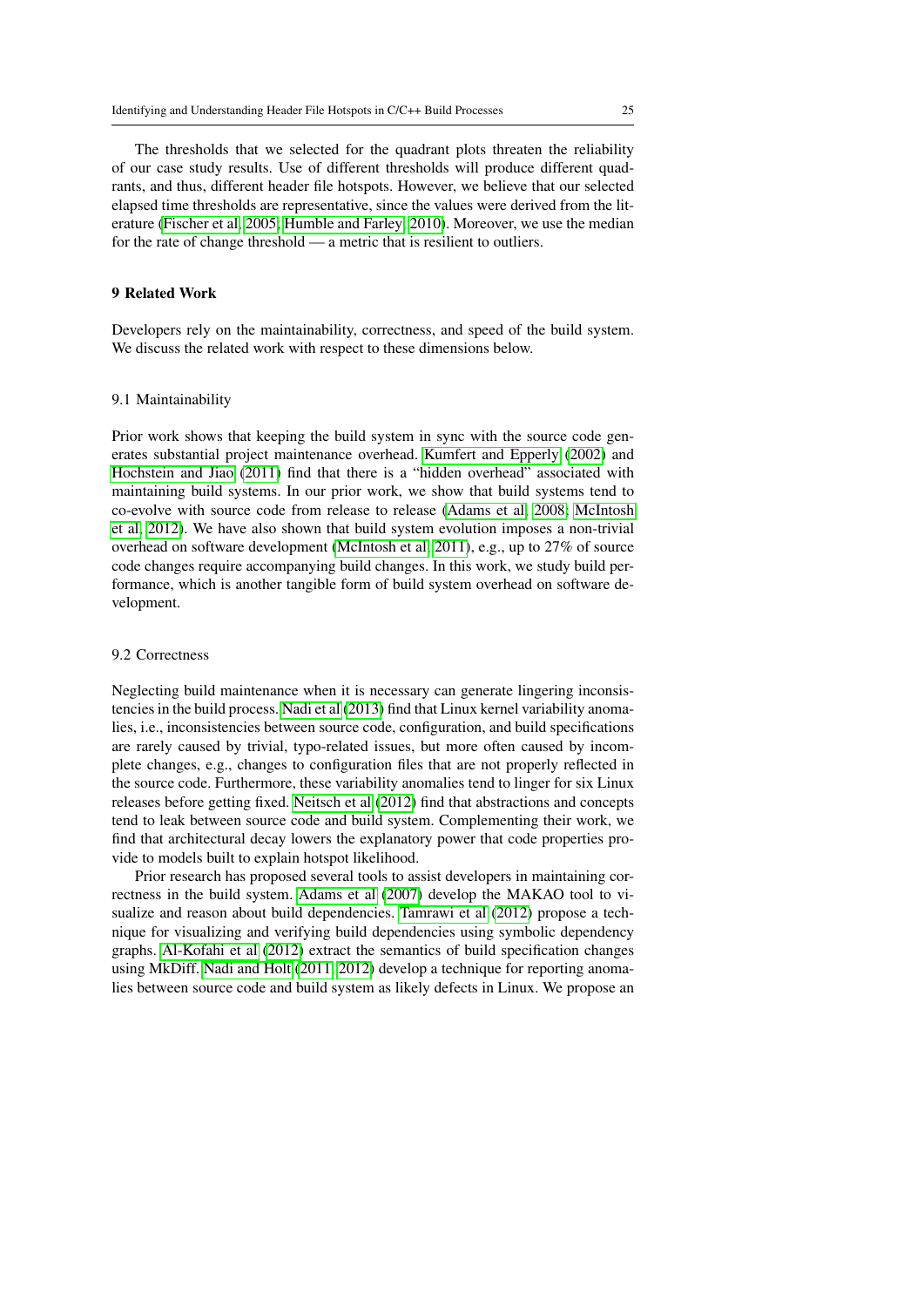The thresholds that we selected for the quadrant plots threaten the reliability of our case study results. Use of different thresholds will produce different quadrants, and thus, different header file hotspots. However, we believe that our selected elapsed time thresholds are representative, since the values were derived from the literature (Fischer et al, 2005; Humble and Farley, 2010). Moreover, we use the median for the rate of change threshold — a metric that is resilient to outliers.

## 9 Related Work

Developers rely on the maintainability, correctness, and speed of the build system. We discuss the related work with respect to these dimensions below.

### 9.1 Maintainability

Prior work shows that keeping the build system in sync with the source code generates substantial project maintenance overhead. Kumfert and Epperly (2002) and Hochstein and Jiao (2011) find that there is a "hidden overhead" associated with maintaining build systems. In our prior work, we show that build systems tend to co-evolve with source code from release to release (Adams et al, 2008; McIntosh et al, 2012). We have also shown that build system evolution imposes a non-trivial overhead on software development (McIntosh et al, 2011), e.g., up to 27% of source code changes require accompanying build changes. In this work, we study build performance, which is another tangible form of build system overhead on software development.

### 9.2 Correctness

Neglecting build maintenance when it is necessary can generate lingering inconsistencies in the build process. Nadi et al (2013) find that Linux kernel variability anomalies, i.e., inconsistencies between source code, configuration, and build specifications are rarely caused by trivial, typo-related issues, but more often caused by incomplete changes, e.g., changes to configuration files that are not properly reflected in the source code. Furthermore, these variability anomalies tend to linger for six Linux releases before getting fixed. Neitsch et al (2012) find that abstractions and concepts tend to leak between source code and build system. Complementing their work, we find that architectural decay lowers the explanatory power that code properties provide to models built to explain hotspot likelihood.

Prior research has proposed several tools to assist developers in maintaining correctness in the build system. Adams et al (2007) develop the MAKAO tool to visualize and reason about build dependencies. Tamrawi et al (2012) propose a technique for visualizing and verifying build dependencies using symbolic dependency graphs. Al-Kofahi et al (2012) extract the semantics of build specification changes using MkDiff. Nadi and Holt (2011, 2012) develop a technique for reporting anomalies between source code and build system as likely defects in Linux. We propose an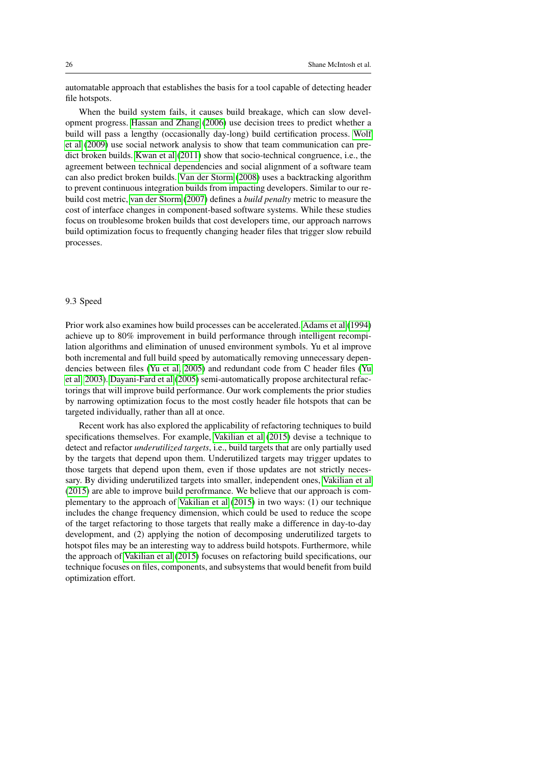automatable approach that establishes the basis for a tool capable of detecting header file hotspots.

When the build system fails, it causes build breakage, which can slow development progress. Hassan and Zhang (2006) use decision trees to predict whether a build will pass a lengthy (occasionally day-long) build certification process. Wolf et al (2009) use social network analysis to show that team communication can predict broken builds. Kwan et al (2011) show that socio-technical congruence, i.e., the agreement between technical dependencies and social alignment of a software team can also predict broken builds. Van der Storm (2008) uses a backtracking algorithm to prevent continuous integration builds from impacting developers. Similar to our rebuild cost metric, van der Storm (2007) defines a *build penalty* metric to measure the cost of interface changes in component-based software systems. While these studies focus on troublesome broken builds that cost developers time, our approach narrows build optimization focus to frequently changing header files that trigger slow rebuild processes.

### 9.3 Speed

Prior work also examines how build processes can be accelerated. Adams et al (1994) achieve up to 80% improvement in build performance through intelligent recompilation algorithms and elimination of unused environment symbols. Yu et al improve both incremental and full build speed by automatically removing unnecessary dependencies between files (Yu et al, 2005) and redundant code from C header files (Yu et al, 2003). Dayani-Fard et al (2005) semi-automatically propose architectural refactorings that will improve build performance. Our work complements the prior studies by narrowing optimization focus to the most costly header file hotspots that can be targeted individually, rather than all at once.

Recent work has also explored the applicability of refactoring techniques to build specifications themselves. For example, Vakilian et al (2015) devise a technique to detect and refactor *underutilized targets*, i.e., build targets that are only partially used by the targets that depend upon them. Underutilized targets may trigger updates to those targets that depend upon them, even if those updates are not strictly necessary. By dividing underutilized targets into smaller, independent ones, Vakilian et al (2015) are able to improve build perofrmance. We believe that our approach is complementary to the approach of Vakilian et al (2015) in two ways: (1) our technique includes the change frequency dimension, which could be used to reduce the scope of the target refactoring to those targets that really make a difference in day-to-day development, and (2) applying the notion of decomposing underutilized targets to hotspot files may be an interesting way to address build hotspots. Furthermore, while the approach of Vakilian et al (2015) focuses on refactoring build specifications, our technique focuses on files, components, and subsystems that would benefit from build optimization effort.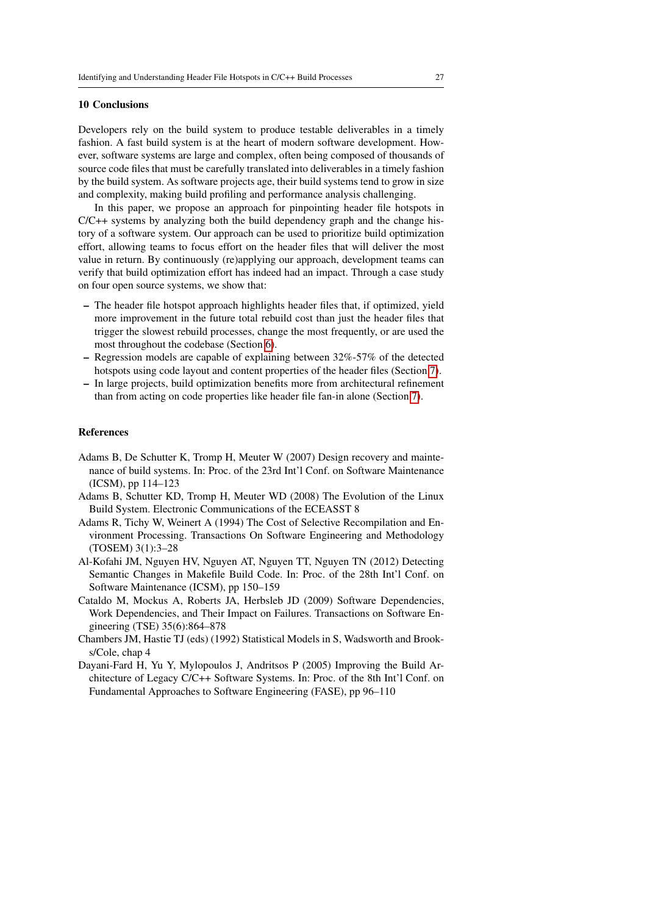## 10 Conclusions

Developers rely on the build system to produce testable deliverables in a timely fashion. A fast build system is at the heart of modern software development. However, software systems are large and complex, often being composed of thousands of source code files that must be carefully translated into deliverables in a timely fashion by the build system. As software projects age, their build systems tend to grow in size and complexity, making build profiling and performance analysis challenging.

In this paper, we propose an approach for pinpointing header file hotspots in C/C++ systems by analyzing both the build dependency graph and the change history of a software system. Our approach can be used to prioritize build optimization effort, allowing teams to focus effort on the header files that will deliver the most value in return. By continuously (re)applying our approach, development teams can verify that build optimization effort has indeed had an impact. Through a case study on four open source systems, we show that:

- The header file hotspot approach highlights header files that, if optimized, yield more improvement in the future total rebuild cost than just the header files that trigger the slowest rebuild processes, change the most frequently, or are used the most throughout the codebase (Section 6).
- Regression models are capable of explaining between 32%-57% of the detected hotspots using code layout and content properties of the header files (Section 7).
- In large projects, build optimization benefits more from architectural refinement than from acting on code properties like header file fan-in alone (Section 7).

## References

Adams B, De Schutter K, Tromp H, Meuter W (2007) Design recovery and maintenance of build systems. In: Proc. of the 23rd Int'l Conf. on Software Maintenance (ICSM), pp 114–123

Adams B, Schutter KD, Tromp H, Meuter WD (2008) The Evolution of the Linux Build System. Electronic Communications of the ECEASST 8

Adams R, Tichy W, Weinert A (1994) The Cost of Selective Recompilation and Environment Processing. Transactions On Software Engineering and Methodology (TOSEM) 3(1):3–28

Al-Kofahi JM, Nguyen HV, Nguyen AT, Nguyen TT, Nguyen TN (2012) Detecting Semantic Changes in Makefile Build Code. In: Proc. of the 28th Int'l Conf. on Software Maintenance (ICSM), pp 150–159

Cataldo M, Mockus A, Roberts JA, Herbsleb JD (2009) Software Dependencies, Work Dependencies, and Their Impact on Failures. Transactions on Software Engineering (TSE) 35(6):864–878

Chambers JM, Hastie TJ (eds) (1992) Statistical Models in S, Wadsworth and Brooks/Cole, chap 4

Dayani-Fard H, Yu Y, Mylopoulos J, Andritsos P (2005) Improving the Build Architecture of Legacy C/C++ Software Systems. In: Proc. of the 8th Int'l Conf. on Fundamental Approaches to Software Engineering (FASE), pp 96–110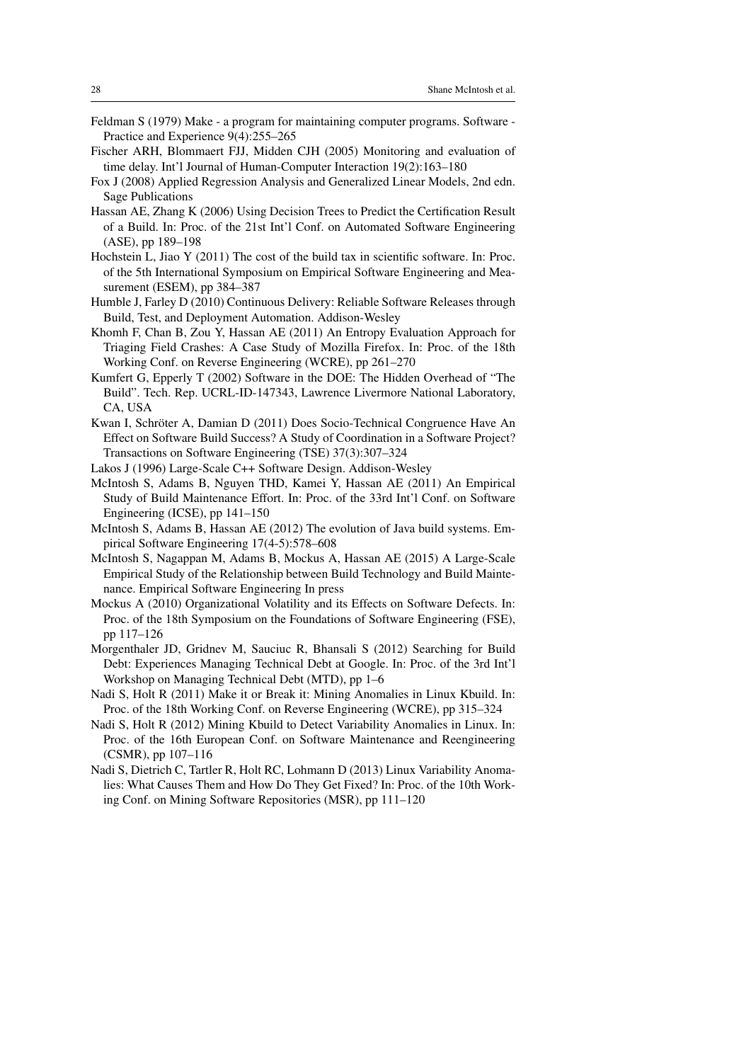Feldman S (1979) Make - a program for maintaining computer programs. Software - Practice and Experience 9(4):255–265

Fischer ARH, Blommaert FJJ, Midden CJH (2005) Monitoring and evaluation of time delay. Int'l Journal of Human-Computer Interaction 19(2):163–180

Fox J (2008) Applied Regression Analysis and Generalized Linear Models, 2nd edn. Sage Publications

Hassan AE, Zhang K (2006) Using Decision Trees to Predict the Certification Result of a Build. In: Proc. of the 21st Int'l Conf. on Automated Software Engineering (ASE), pp 189–198

Hochstein L, Jiao Y (2011) The cost of the build tax in scientific software. In: Proc. of the 5th International Symposium on Empirical Software Engineering and Measurement (ESEM), pp 384–387

Humble J, Farley D (2010) Continuous Delivery: Reliable Software Releases through Build, Test, and Deployment Automation. Addison-Wesley

Khomh F, Chan B, Zou Y, Hassan AE (2011) An Entropy Evaluation Approach for Triaging Field Crashes: A Case Study of Mozilla Firefox. In: Proc. of the 18th Working Conf. on Reverse Engineering (WCRE), pp 261–270

Kumfert G, Epperly T (2002) Software in the DOE: The Hidden Overhead of "The Build". Tech. Rep. UCRL-ID-147343, Lawrence Livermore National Laboratory, CA, USA

Kwan I, Schröter A, Damian D (2011) Does Socio-Technical Congruence Have An Effect on Software Build Success? A Study of Coordination in a Software Project? Transactions on Software Engineering (TSE) 37(3):307–324

Lakos J (1996) Large-Scale C++ Software Design. Addison-Wesley

McIntosh S, Adams B, Nguyen THD, Kamei Y, Hassan AE (2011) An Empirical Study of Build Maintenance Effort. In: Proc. of the 33rd Int'l Conf. on Software Engineering (ICSE), pp 141–150

McIntosh S, Adams B, Hassan AE (2012) The evolution of Java build systems. Empirical Software Engineering 17(4-5):578–608

McIntosh S, Nagappan M, Adams B, Mockus A, Hassan AE (2015) A Large-Scale Empirical Study of the Relationship between Build Technology and Build Maintenance. Empirical Software Engineering In press

Mockus A (2010) Organizational Volatility and its Effects on Software Defects. In: Proc. of the 18th Symposium on the Foundations of Software Engineering (FSE), pp 117–126

Morgenthaler JD, Gridnev M, Sauciuc R, Bhansali S (2012) Searching for Build Debt: Experiences Managing Technical Debt at Google. In: Proc. of the 3rd Int'l Workshop on Managing Technical Debt (MTD), pp 1–6

Nadi S, Holt R (2011) Make it or Break it: Mining Anomalies in Linux Kbuild. In: Proc. of the 18th Working Conf. on Reverse Engineering (WCRE), pp 315–324

Nadi S, Holt R (2012) Mining Kbuild to Detect Variability Anomalies in Linux. In: Proc. of the 16th European Conf. on Software Maintenance and Reengineering (CSMR), pp 107–116

Nadi S, Dietrich C, Tartler R, Holt RC, Lohmann D (2013) Linux Variability Anomalies: What Causes Them and How Do They Get Fixed? In: Proc. of the 10th Working Conf. on Mining Software Repositories (MSR), pp 111–120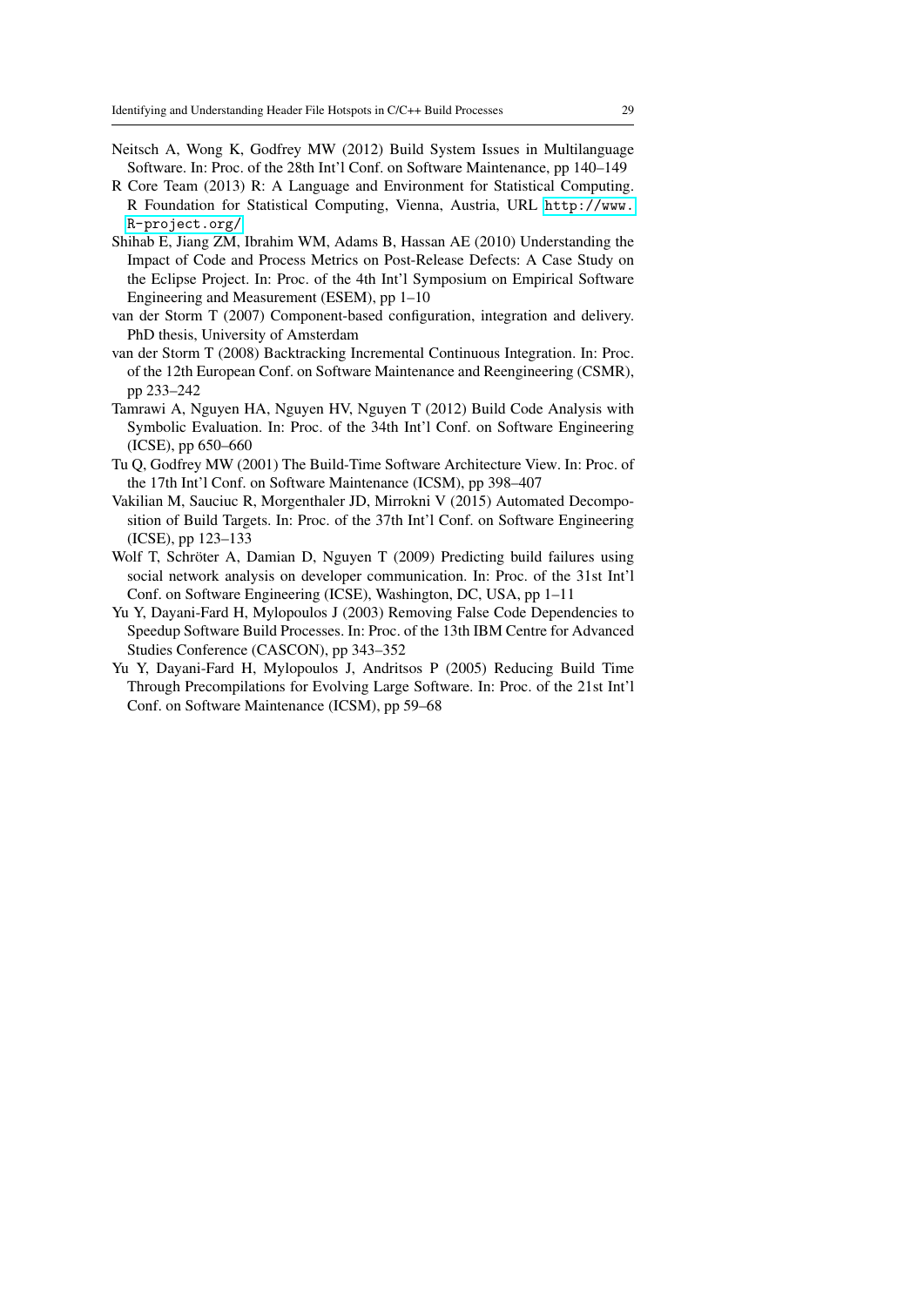Neitsch A, Wong K, Godfrey MW (2012) Build System Issues in Multilanguage Software. In: Proc. of the 28th Int'l Conf. on Software Maintenance, pp 140–149

R Core Team (2013) R: A Language and Environment for Statistical Computing. R Foundation for Statistical Computing, Vienna, Austria, URL http://www.R-project.org/

Shihab E, Jiang ZM, Ibrahim WM, Adams B, Hassan AE (2010) Understanding the Impact of Code and Process Metrics on Post-Release Defects: A Case Study on the Eclipse Project. In: Proc. of the 4th Int'l Symposium on Empirical Software Engineering and Measurement (ESEM), pp 1–10

van der Storm T (2007) Component-based configuration, integration and delivery. PhD thesis, University of Amsterdam

van der Storm T (2008) Backtracking Incremental Continuous Integration. In: Proc. of the 12th European Conf. on Software Maintenance and Reengineering (CSMR), pp 233–242

Tamrawi A, Nguyen HA, Nguyen HV, Nguyen T (2012) Build Code Analysis with Symbolic Evaluation. In: Proc. of the 34th Int'l Conf. on Software Engineering (ICSE), pp 650–660

Tu Q, Godfrey MW (2001) The Build-Time Software Architecture View. In: Proc. of the 17th Int'l Conf. on Software Maintenance (ICSM), pp 398–407

Vakilian M, Sauciuc R, Morgenthaler JD, Mirrokni V (2015) Automated Decomposition of Build Targets. In: Proc. of the 37th Int'l Conf. on Software Engineering (ICSE), pp 123–133

Wolf T, Schröter A, Damian D, Nguyen T (2009) Predicting build failures using social network analysis on developer communication. In: Proc. of the 31st Int'l Conf. on Software Engineering (ICSE), Washington, DC, USA, pp 1–11

Yu Y, Dayani-Fard H, Mylopoulos J (2003) Removing False Code Dependencies to Speedup Software Build Processes. In: Proc. of the 13th IBM Centre for Advanced Studies Conference (CASCON), pp 343–352

Yu Y, Dayani-Fard H, Mylopoulos J, Andritsos P (2005) Reducing Build Time Through Precompilations for Evolving Large Software. In: Proc. of the 21st Int'l Conf. on Software Maintenance (ICSM), pp 59–68